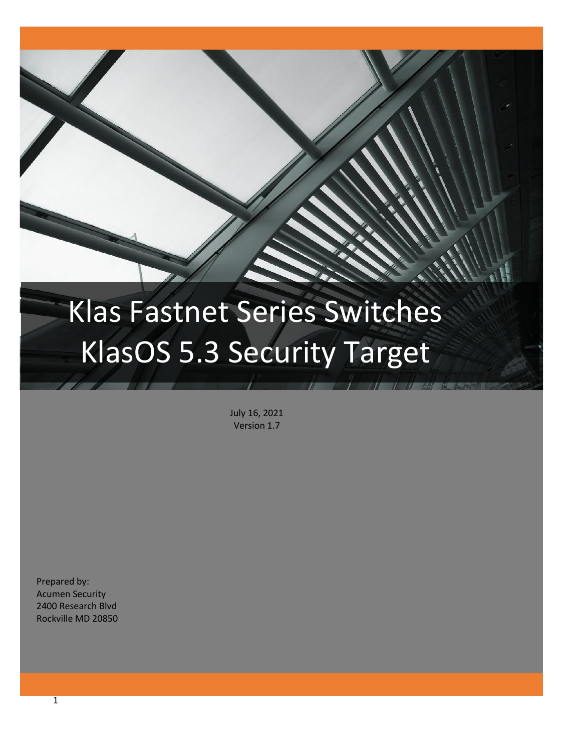# Klas Fastnet Series Switches KlasOS 5.3 Security Target

July 16, 2021
Version 1.7

Prepared by:
Acumen Security
2400 Research Blvd
Rockville MD 20850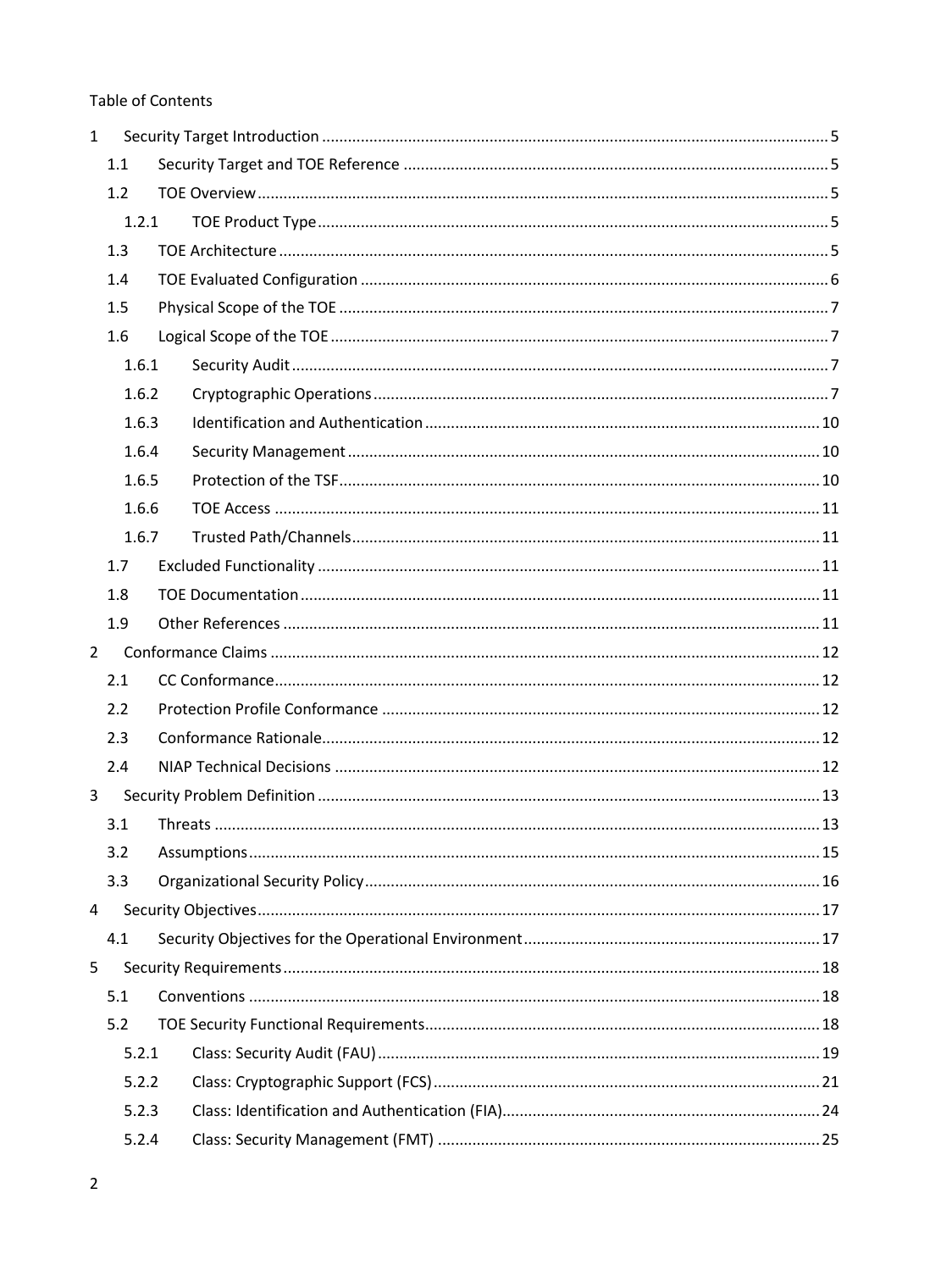Table of Contents

1 Security Target Introduction ..... 5
- 1.1 Security Target and TOE Reference ..... 5
- 1.2 TOE Overview ..... 5
  - 1.2.1 TOE Product Type ..... 5
- 1.3 TOE Architecture ..... 5
- 1.4 TOE Evaluated Configuration ..... 6
- 1.5 Physical Scope of the TOE ..... 7
- 1.6 Logical Scope of the TOE ..... 7
  - 1.6.1 Security Audit ..... 7
  - 1.6.2 Cryptographic Operations ..... 7
  - 1.6.3 Identification and Authentication ..... 10
  - 1.6.4 Security Management ..... 10
  - 1.6.5 Protection of the TSF ..... 10
  - 1.6.6 TOE Access ..... 11
  - 1.6.7 Trusted Path/Channels ..... 11
- 1.7 Excluded Functionality ..... 11
- 1.8 TOE Documentation ..... 11
- 1.9 Other References ..... 11

2 Conformance Claims ..... 12
- 2.1 CC Conformance ..... 12
- 2.2 Protection Profile Conformance ..... 12
- 2.3 Conformance Rationale ..... 12
- 2.4 NIAP Technical Decisions ..... 12

3 Security Problem Definition ..... 13
- 3.1 Threats ..... 13
- 3.2 Assumptions ..... 15
- 3.3 Organizational Security Policy ..... 16

4 Security Objectives ..... 17
- 4.1 Security Objectives for the Operational Environment ..... 17

5 Security Requirements ..... 18
- 5.1 Conventions ..... 18
- 5.2 TOE Security Functional Requirements ..... 18
  - 5.2.1 Class: Security Audit (FAU) ..... 19
  - 5.2.2 Class: Cryptographic Support (FCS) ..... 21
  - 5.2.3 Class: Identification and Authentication (FIA) ..... 24
  - 5.2.4 Class: Security Management (FMT) ..... 25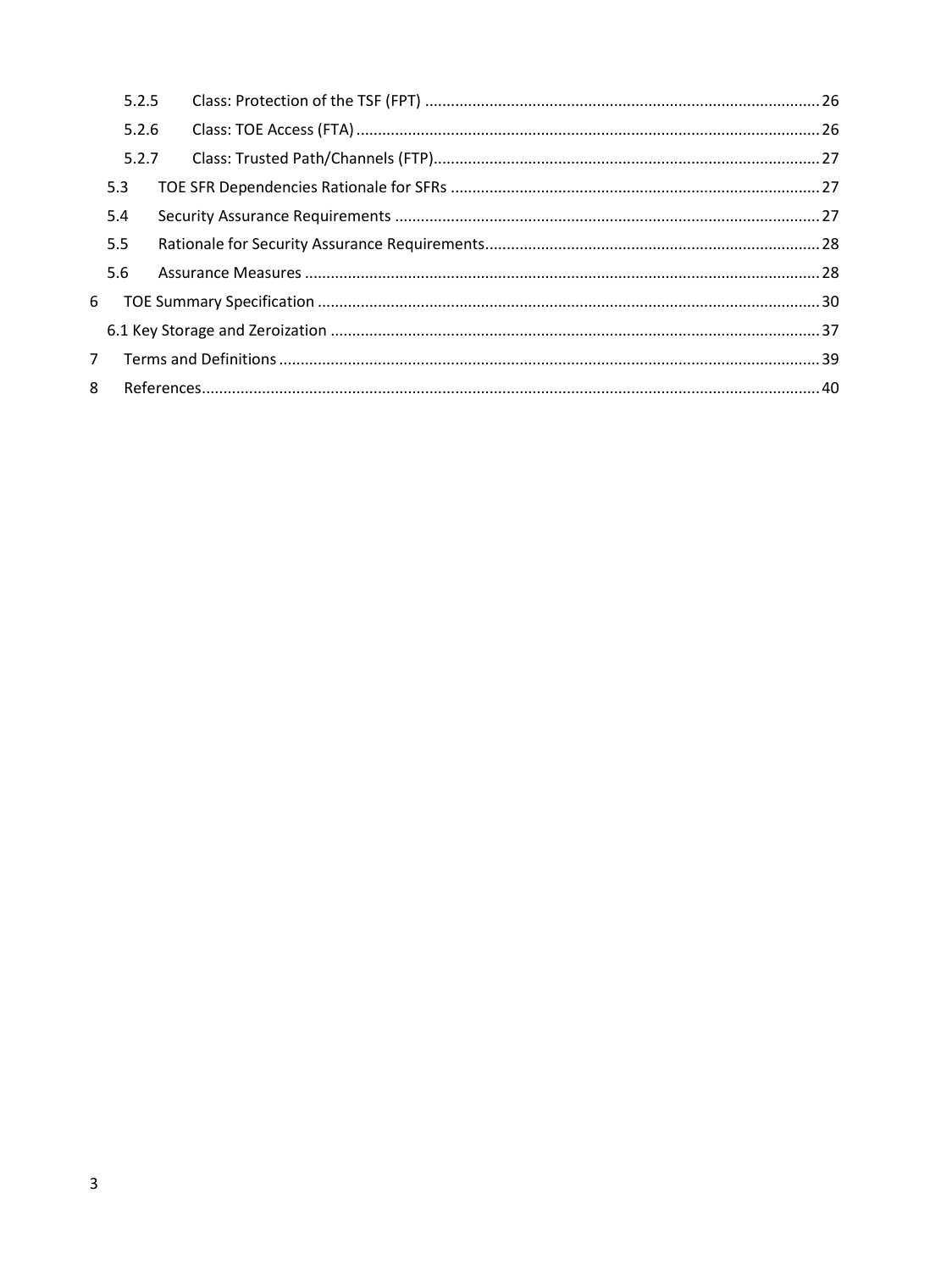5.2.5 Class: Protection of the TSF (FPT) ........................................................................................... 26

5.2.6 Class: TOE Access (FTA) ........................................................................................................... 26

5.2.7 Class: Trusted Path/Channels (FTP)......................................................................................... 27

5.3 TOE SFR Dependencies Rationale for SFRs ..................................................................................... 27

5.4 Security Assurance Requirements .................................................................................................. 27

5.5 Rationale for Security Assurance Requirements............................................................................. 28

5.6 Assurance Measures ....................................................................................................................... 28

6 TOE Summary Specification .................................................................................................................... 30

6.1 Key Storage and Zeroization ................................................................................................................. 37

7 Terms and Definitions ............................................................................................................................. 39

8 References............................................................................................................................................... 40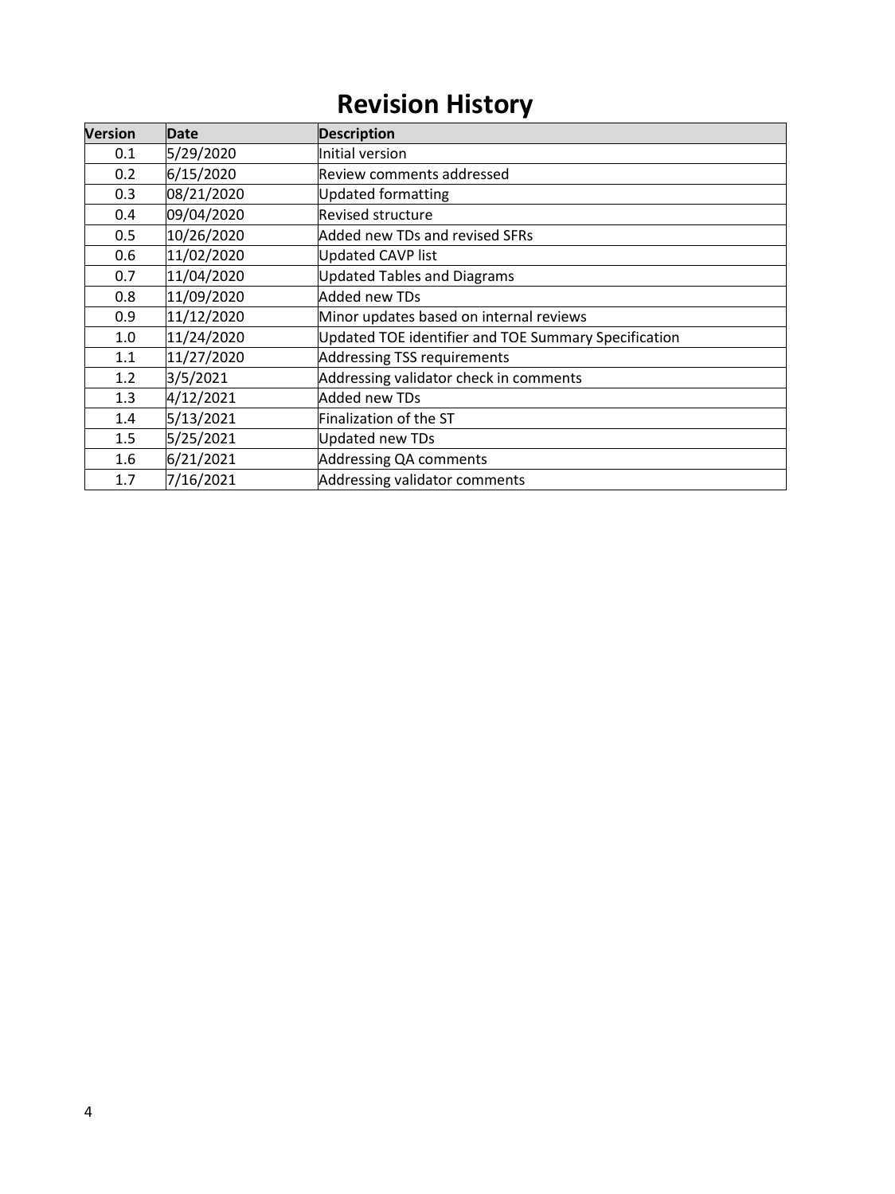# Revision History

| Version | Date | Description |
|---|---|---|
| 0.1 | 5/29/2020 | Initial version |
| 0.2 | 6/15/2020 | Review comments addressed |
| 0.3 | 08/21/2020 | Updated formatting |
| 0.4 | 09/04/2020 | Revised structure |
| 0.5 | 10/26/2020 | Added new TDs and revised SFRs |
| 0.6 | 11/02/2020 | Updated CAVP list |
| 0.7 | 11/04/2020 | Updated Tables and Diagrams |
| 0.8 | 11/09/2020 | Added new TDs |
| 0.9 | 11/12/2020 | Minor updates based on internal reviews |
| 1.0 | 11/24/2020 | Updated TOE identifier and TOE Summary Specification |
| 1.1 | 11/27/2020 | Addressing TSS requirements |
| 1.2 | 3/5/2021 | Addressing validator check in comments |
| 1.3 | 4/12/2021 | Added new TDs |
| 1.4 | 5/13/2021 | Finalization of the ST |
| 1.5 | 5/25/2021 | Updated new TDs |
| 1.6 | 6/21/2021 | Addressing QA comments |
| 1.7 | 7/16/2021 | Addressing validator comments |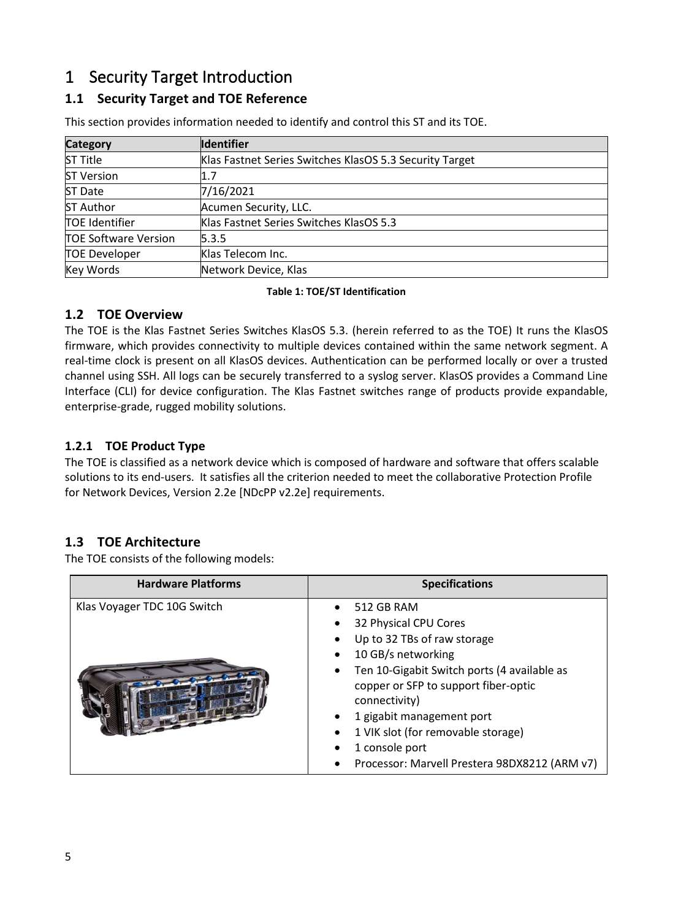# 1 Security Target Introduction

## 1.1 Security Target and TOE Reference

This section provides information needed to identify and control this ST and its TOE.

| Category | Identifier |
|---|---|
| ST Title | Klas Fastnet Series Switches KlasOS 5.3 Security Target |
| ST Version | 1.7 |
| ST Date | 7/16/2021 |
| ST Author | Acumen Security, LLC. |
| TOE Identifier | Klas Fastnet Series Switches KlasOS 5.3 |
| TOE Software Version | 5.3.5 |
| TOE Developer | Klas Telecom Inc. |
| Key Words | Network Device, Klas |

**Table 1: TOE/ST Identification**

## 1.2 TOE Overview

The TOE is the Klas Fastnet Series Switches KlasOS 5.3. (herein referred to as the TOE) It runs the KlasOS firmware, which provides connectivity to multiple devices contained within the same network segment. A real-time clock is present on all KlasOS devices. Authentication can be performed locally or over a trusted channel using SSH. All logs can be securely transferred to a syslog server. KlasOS provides a Command Line Interface (CLI) for device configuration. The Klas Fastnet switches range of products provide expandable, enterprise-grade, rugged mobility solutions.

### 1.2.1 TOE Product Type

The TOE is classified as a network device which is composed of hardware and software that offers scalable solutions to its end-users. It satisfies all the criterion needed to meet the collaborative Protection Profile for Network Devices, Version 2.2e [NDcPP v2.2e] requirements.

## 1.3 TOE Architecture

The TOE consists of the following models:

| Hardware Platforms | Specifications |
|---|---|
| Klas Voyager TDC 10G Switch | • 512 GB RAM<br>• 32 Physical CPU Cores<br>• Up to 32 TBs of raw storage<br>• 10 GB/s networking<br>• Ten 10-Gigabit Switch ports (4 available as copper or SFP to support fiber-optic connectivity)<br>• 1 gigabit management port<br>• 1 VIK slot (for removable storage)<br>• 1 console port<br>• Processor: Marvell Prestera 98DX8212 (ARM v7) |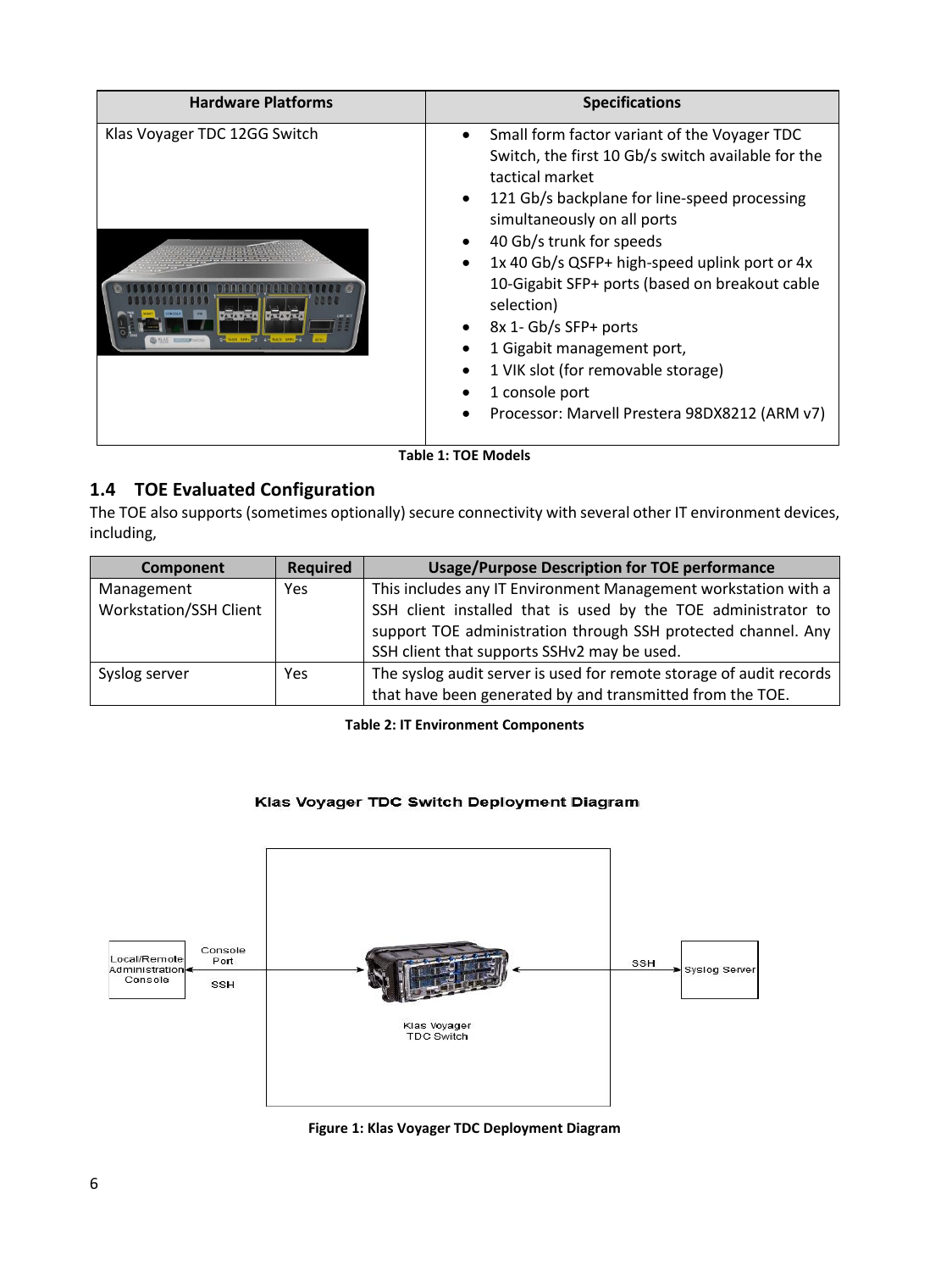| Hardware Platforms | Specifications |
|---|---|
| Klas Voyager TDC 12GG Switch | • Small form factor variant of the Voyager TDC Switch, the first 10 Gb/s switch available for the tactical market<br>• 121 Gb/s backplane for line-speed processing simultaneously on all ports<br>• 40 Gb/s trunk for speeds<br>• 1x 40 Gb/s QSFP+ high-speed uplink port or 4x 10-Gigabit SFP+ ports (based on breakout cable selection)<br>• 8x 1- Gb/s SFP+ ports<br>• 1 Gigabit management port,<br>• 1 VIK slot (for removable storage)<br>• 1 console port<br>• Processor: Marvell Prestera 98DX8212 (ARM v7) |

**Table 1: TOE Models**

## 1.4 TOE Evaluated Configuration

The TOE also supports (sometimes optionally) secure connectivity with several other IT environment devices, including,

| Component | Required | Usage/Purpose Description for TOE performance |
|---|---|---|
| Management Workstation/SSH Client | Yes | This includes any IT Environment Management workstation with a SSH client installed that is used by the TOE administrator to support TOE administration through SSH protected channel. Any SSH client that supports SSHv2 may be used. |
| Syslog server | Yes | The syslog audit server is used for remote storage of audit records that have been generated by and transmitted from the TOE. |

**Table 2: IT Environment Components**

Klas Voyager TDC Switch Deployment Diagram

Local/Remote Administration Console — Console Port / SSH — Klas Voyager TDC Switch — SSH — Syslog Server

**Figure 1: Klas Voyager TDC Deployment Diagram**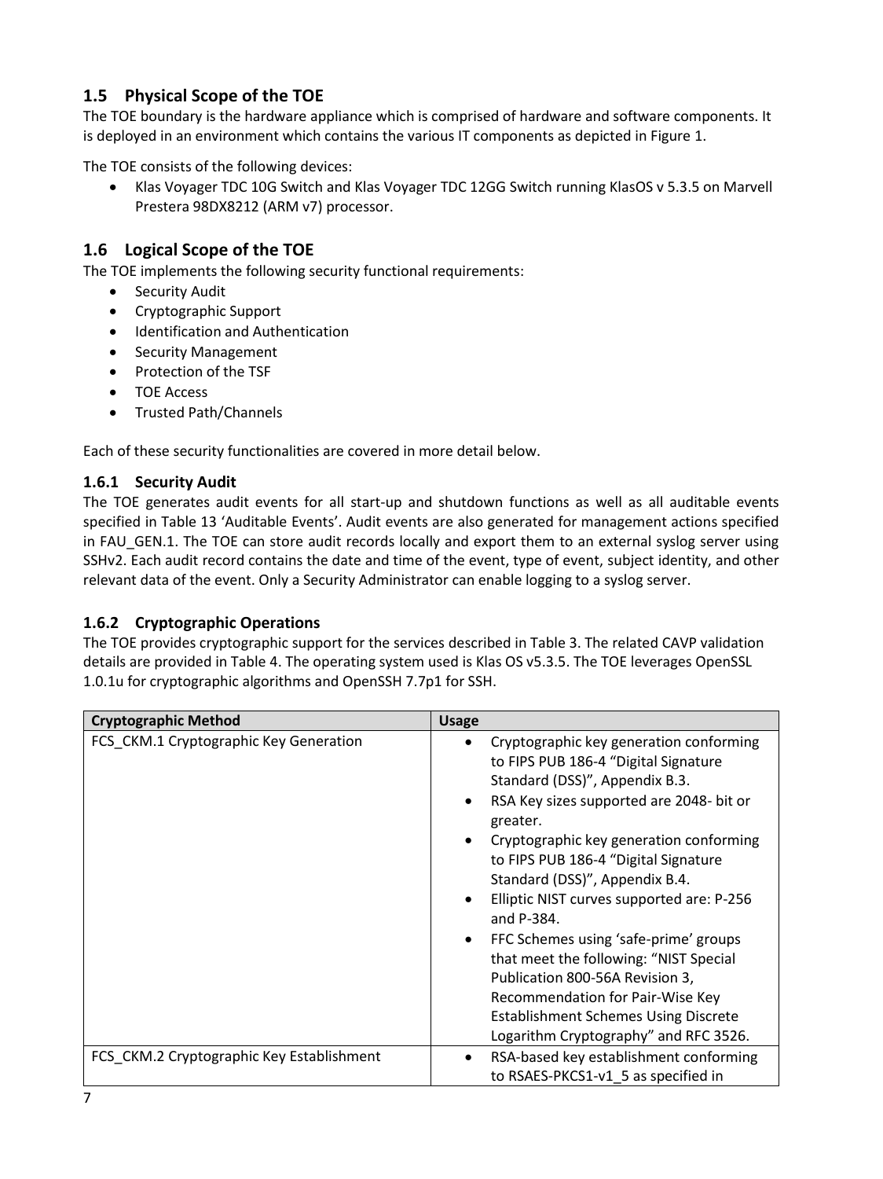## 1.5 Physical Scope of the TOE

The TOE boundary is the hardware appliance which is comprised of hardware and software components. It is deployed in an environment which contains the various IT components as depicted in Figure 1.

The TOE consists of the following devices:

- Klas Voyager TDC 10G Switch and Klas Voyager TDC 12GG Switch running KlasOS v 5.3.5 on Marvell Prestera 98DX8212 (ARM v7) processor.

## 1.6 Logical Scope of the TOE

The TOE implements the following security functional requirements:

- Security Audit
- Cryptographic Support
- Identification and Authentication
- Security Management
- Protection of the TSF
- TOE Access
- Trusted Path/Channels

Each of these security functionalities are covered in more detail below.

### 1.6.1 Security Audit

The TOE generates audit events for all start-up and shutdown functions as well as all auditable events specified in Table 13 'Auditable Events'. Audit events are also generated for management actions specified in FAU_GEN.1. The TOE can store audit records locally and export them to an external syslog server using SSHv2. Each audit record contains the date and time of the event, type of event, subject identity, and other relevant data of the event. Only a Security Administrator can enable logging to a syslog server.

### 1.6.2 Cryptographic Operations

The TOE provides cryptographic support for the services described in Table 3. The related CAVP validation details are provided in Table 4. The operating system used is Klas OS v5.3.5. The TOE leverages OpenSSL 1.0.1u for cryptographic algorithms and OpenSSH 7.7p1 for SSH.

| Cryptographic Method | Usage |
|---|---|
| FCS_CKM.1 Cryptographic Key Generation | • Cryptographic key generation conforming to FIPS PUB 186-4 "Digital Signature Standard (DSS)", Appendix B.3.<br>• RSA Key sizes supported are 2048- bit or greater.<br>• Cryptographic key generation conforming to FIPS PUB 186-4 "Digital Signature Standard (DSS)", Appendix B.4.<br>• Elliptic NIST curves supported are: P-256 and P-384.<br>• FFC Schemes using 'safe-prime' groups that meet the following: "NIST Special Publication 800-56A Revision 3, Recommendation for Pair-Wise Key Establishment Schemes Using Discrete Logarithm Cryptography" and RFC 3526. |
| FCS_CKM.2 Cryptographic Key Establishment | • RSA-based key establishment conforming to RSAES-PKCS1-v1_5 as specified in |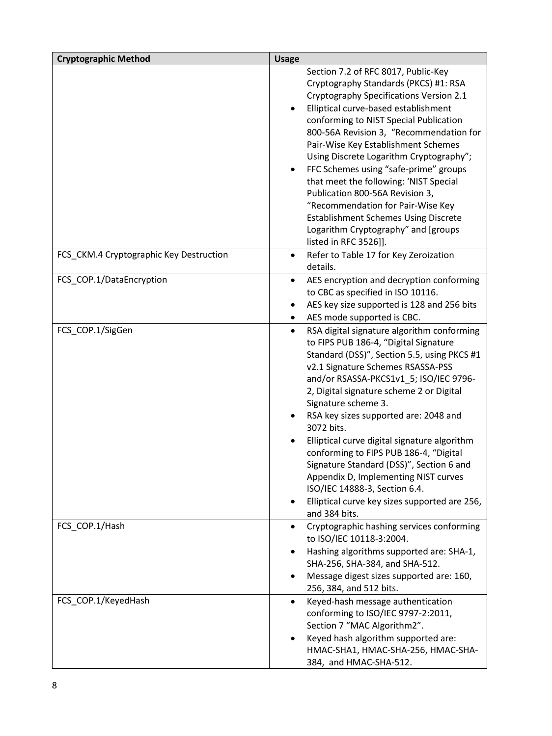| Cryptographic Method | Usage |
|---|---|
| | Section 7.2 of RFC 8017, Public-Key Cryptography Standards (PKCS) #1: RSA Cryptography Specifications Version 2.1<br>• Elliptical curve-based establishment conforming to NIST Special Publication 800-56A Revision 3, "Recommendation for Pair-Wise Key Establishment Schemes Using Discrete Logarithm Cryptography";<br>• FFC Schemes using "safe-prime" groups that meet the following: 'NIST Special Publication 800-56A Revision 3, "Recommendation for Pair-Wise Key Establishment Schemes Using Discrete Logarithm Cryptography" and [groups listed in RFC 3526]]. |
| FCS_CKM.4 Cryptographic Key Destruction | • Refer to Table 17 for Key Zeroization details. |
| FCS_COP.1/DataEncryption | • AES encryption and decryption conforming to CBC as specified in ISO 10116.<br>• AES key size supported is 128 and 256 bits<br>• AES mode supported is CBC. |
| FCS_COP.1/SigGen | • RSA digital signature algorithm conforming to FIPS PUB 186-4, "Digital Signature Standard (DSS)", Section 5.5, using PKCS #1 v2.1 Signature Schemes RSASSA-PSS and/or RSASSA-PKCS1v1_5; ISO/IEC 9796-2, Digital signature scheme 2 or Digital Signature scheme 3.<br>• RSA key sizes supported are: 2048 and 3072 bits.<br>• Elliptical curve digital signature algorithm conforming to FIPS PUB 186-4, "Digital Signature Standard (DSS)", Section 6 and Appendix D, Implementing NIST curves ISO/IEC 14888-3, Section 6.4.<br>• Elliptical curve key sizes supported are 256, and 384 bits. |
| FCS_COP.1/Hash | • Cryptographic hashing services conforming to ISO/IEC 10118-3:2004.<br>• Hashing algorithms supported are: SHA-1, SHA-256, SHA-384, and SHA-512.<br>• Message digest sizes supported are: 160, 256, 384, and 512 bits. |
| FCS_COP.1/KeyedHash | • Keyed-hash message authentication conforming to ISO/IEC 9797-2:2011, Section 7 "MAC Algorithm2".<br>• Keyed hash algorithm supported are: HMAC-SHA1, HMAC-SHA-256, HMAC-SHA-384, and HMAC-SHA-512. |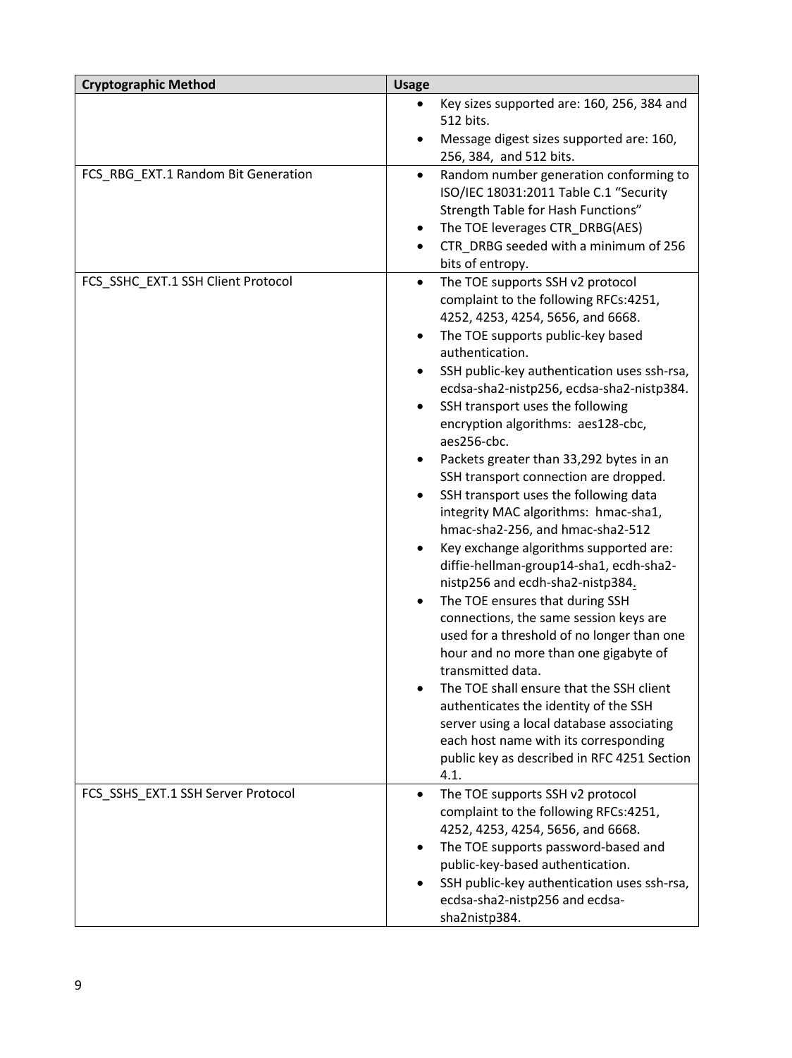| **Cryptographic Method** | **Usage** |
| --- | --- |
| | • Key sizes supported are: 160, 256, 384 and 512 bits.<br>• Message digest sizes supported are: 160, 256, 384, and 512 bits. |
| FCS_RBG_EXT.1 Random Bit Generation | • Random number generation conforming to ISO/IEC 18031:2011 Table C.1 "Security Strength Table for Hash Functions"<br>• The TOE leverages CTR_DRBG(AES)<br>• CTR_DRBG seeded with a minimum of 256 bits of entropy. |
| FCS_SSHC_EXT.1 SSH Client Protocol | • The TOE supports SSH v2 protocol complaint to the following RFCs:4251, 4252, 4253, 4254, 5656, and 6668.<br>• The TOE supports public-key based authentication.<br>• SSH public-key authentication uses ssh-rsa, ecdsa-sha2-nistp256, ecdsa-sha2-nistp384.<br>• SSH transport uses the following encryption algorithms: aes128-cbc, aes256-cbc.<br>• Packets greater than 33,292 bytes in an SSH transport connection are dropped.<br>• SSH transport uses the following data integrity MAC algorithms: hmac-sha1, hmac-sha2-256, and hmac-sha2-512<br>• Key exchange algorithms supported are: diffie-hellman-group14-sha1, ecdh-sha2-nistp256 and ecdh-sha2-nistp384.<br>• The TOE ensures that during SSH connections, the same session keys are used for a threshold of no longer than one hour and no more than one gigabyte of transmitted data.<br>• The TOE shall ensure that the SSH client authenticates the identity of the SSH server using a local database associating each host name with its corresponding public key as described in RFC 4251 Section 4.1. |
| FCS_SSHS_EXT.1 SSH Server Protocol | • The TOE supports SSH v2 protocol complaint to the following RFCs:4251, 4252, 4253, 4254, 5656, and 6668.<br>• The TOE supports password-based and public-key-based authentication.<br>• SSH public-key authentication uses ssh-rsa, ecdsa-sha2-nistp256 and ecdsa-sha2nistp384. |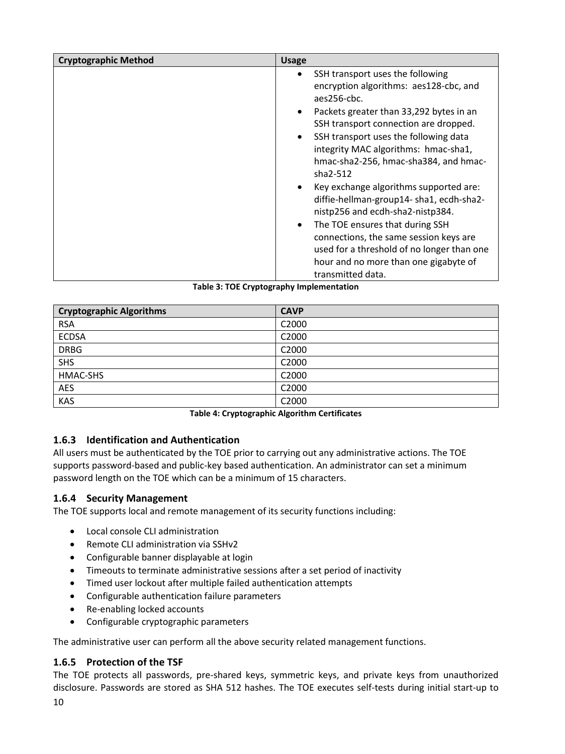| Cryptographic Method | Usage |
|---|---|
| | • SSH transport uses the following encryption algorithms: aes128-cbc, and aes256-cbc.<br>• Packets greater than 33,292 bytes in an SSH transport connection are dropped.<br>• SSH transport uses the following data integrity MAC algorithms: hmac-sha1, hmac-sha2-256, hmac-sha384, and hmac-sha2-512<br>• Key exchange algorithms supported are: diffie-hellman-group14- sha1, ecdh-sha2-nistp256 and ecdh-sha2-nistp384.<br>• The TOE ensures that during SSH connections, the same session keys are used for a threshold of no longer than one hour and no more than one gigabyte of transmitted data. |

**Table 3: TOE Cryptography Implementation**

| Cryptographic Algorithms | CAVP |
|---|---|
| RSA | C2000 |
| ECDSA | C2000 |
| DRBG | C2000 |
| SHS | C2000 |
| HMAC-SHS | C2000 |
| AES | C2000 |
| KAS | C2000 |

**Table 4: Cryptographic Algorithm Certificates**

### 1.6.3 Identification and Authentication

All users must be authenticated by the TOE prior to carrying out any administrative actions. The TOE supports password-based and public-key based authentication. An administrator can set a minimum password length on the TOE which can be a minimum of 15 characters.

### 1.6.4 Security Management

The TOE supports local and remote management of its security functions including:

- Local console CLI administration
- Remote CLI administration via SSHv2
- Configurable banner displayable at login
- Timeouts to terminate administrative sessions after a set period of inactivity
- Timed user lockout after multiple failed authentication attempts
- Configurable authentication failure parameters
- Re-enabling locked accounts
- Configurable cryptographic parameters

The administrative user can perform all the above security related management functions.

### 1.6.5 Protection of the TSF

The TOE protects all passwords, pre-shared keys, symmetric keys, and private keys from unauthorized disclosure. Passwords are stored as SHA 512 hashes. The TOE executes self-tests during initial start-up to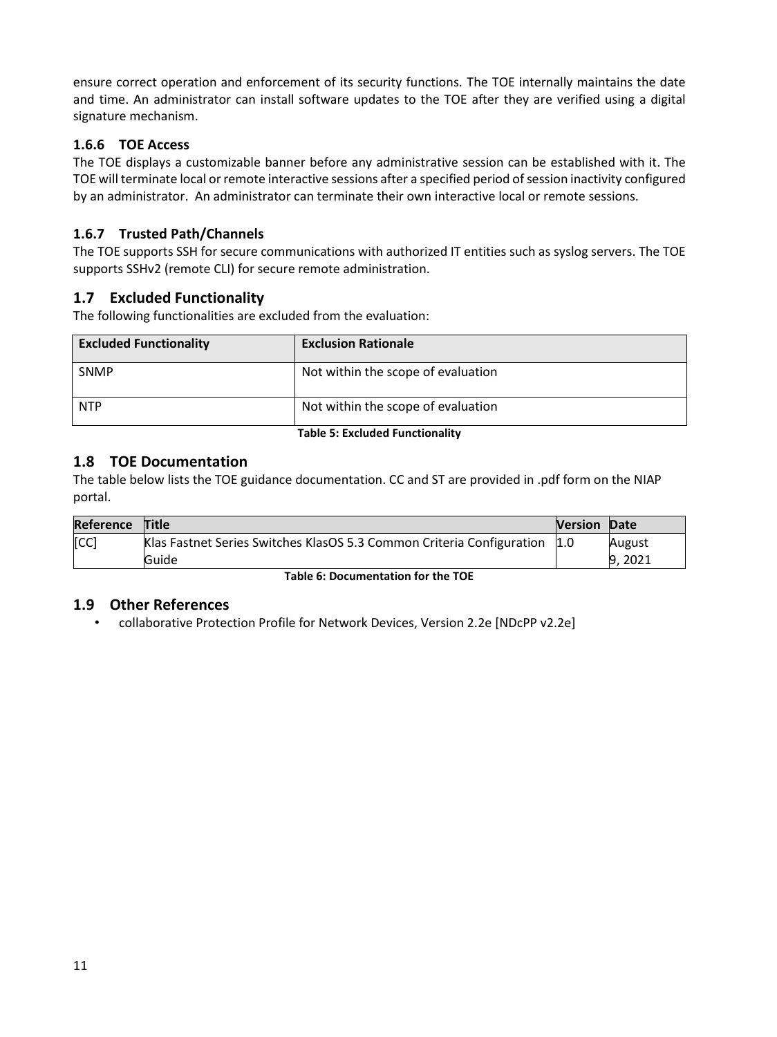ensure correct operation and enforcement of its security functions. The TOE internally maintains the date and time. An administrator can install software updates to the TOE after they are verified using a digital signature mechanism.

### 1.6.6 TOE Access

The TOE displays a customizable banner before any administrative session can be established with it. The TOE will terminate local or remote interactive sessions after a specified period of session inactivity configured by an administrator. An administrator can terminate their own interactive local or remote sessions.

### 1.6.7 Trusted Path/Channels

The TOE supports SSH for secure communications with authorized IT entities such as syslog servers. The TOE supports SSHv2 (remote CLI) for secure remote administration.

## 1.7 Excluded Functionality

The following functionalities are excluded from the evaluation:

| Excluded Functionality | Exclusion Rationale |
|---|---|
| SNMP | Not within the scope of evaluation |
| NTP | Not within the scope of evaluation |

**Table 5: Excluded Functionality**

## 1.8 TOE Documentation

The table below lists the TOE guidance documentation. CC and ST are provided in .pdf form on the NIAP portal.

| Reference | Title | Version | Date |
|---|---|---|---|
| [CC] | Klas Fastnet Series Switches KlasOS 5.3 Common Criteria Configuration Guide | 1.0 | August 9, 2021 |

**Table 6: Documentation for the TOE**

## 1.9 Other References

- collaborative Protection Profile for Network Devices, Version 2.2e [NDcPP v2.2e]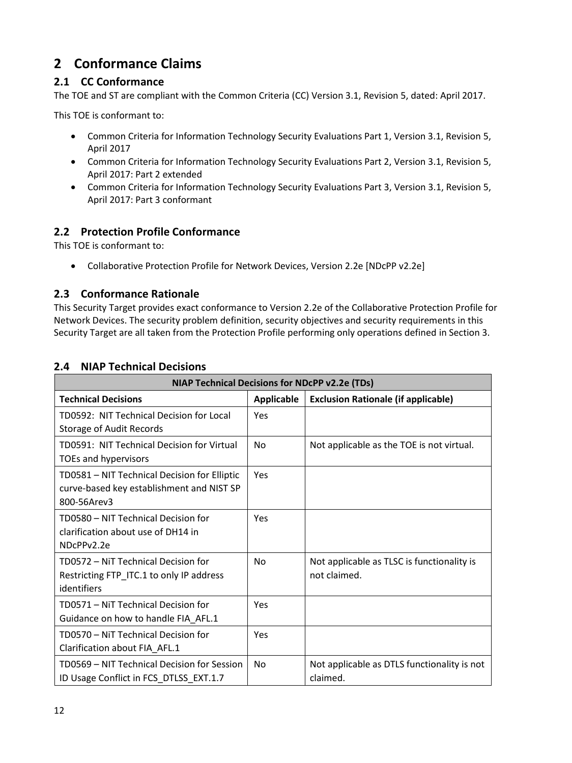# 2 Conformance Claims

## 2.1 CC Conformance

The TOE and ST are compliant with the Common Criteria (CC) Version 3.1, Revision 5, dated: April 2017.

This TOE is conformant to:

- Common Criteria for Information Technology Security Evaluations Part 1, Version 3.1, Revision 5, April 2017
- Common Criteria for Information Technology Security Evaluations Part 2, Version 3.1, Revision 5, April 2017: Part 2 extended
- Common Criteria for Information Technology Security Evaluations Part 3, Version 3.1, Revision 5, April 2017: Part 3 conformant

## 2.2 Protection Profile Conformance

This TOE is conformant to:

- Collaborative Protection Profile for Network Devices, Version 2.2e [NDcPP v2.2e]

## 2.3 Conformance Rationale

This Security Target provides exact conformance to Version 2.2e of the Collaborative Protection Profile for Network Devices. The security problem definition, security objectives and security requirements in this Security Target are all taken from the Protection Profile performing only operations defined in Section 3.

## 2.4 NIAP Technical Decisions

| NIAP Technical Decisions for NDcPP v2.2e (TDs) | | |
|---|---|---|
| **Technical Decisions** | **Applicable** | **Exclusion Rationale (if applicable)** |
| TD0592: NIT Technical Decision for Local Storage of Audit Records | Yes | |
| TD0591: NIT Technical Decision for Virtual TOEs and hypervisors | No | Not applicable as the TOE is not virtual. |
| TD0581 – NIT Technical Decision for Elliptic curve-based key establishment and NIST SP 800-56Arev3 | Yes | |
| TD0580 – NIT Technical Decision for clarification about use of DH14 in NDcPPv2.2e | Yes | |
| TD0572 – NiT Technical Decision for Restricting FTP_ITC.1 to only IP address identifiers | No | Not applicable as TLSC is functionality is not claimed. |
| TD0571 – NiT Technical Decision for Guidance on how to handle FIA_AFL.1 | Yes | |
| TD0570 – NiT Technical Decision for Clarification about FIA_AFL.1 | Yes | |
| TD0569 – NIT Technical Decision for Session ID Usage Conflict in FCS_DTLSS_EXT.1.7 | No | Not applicable as DTLS functionality is not claimed. |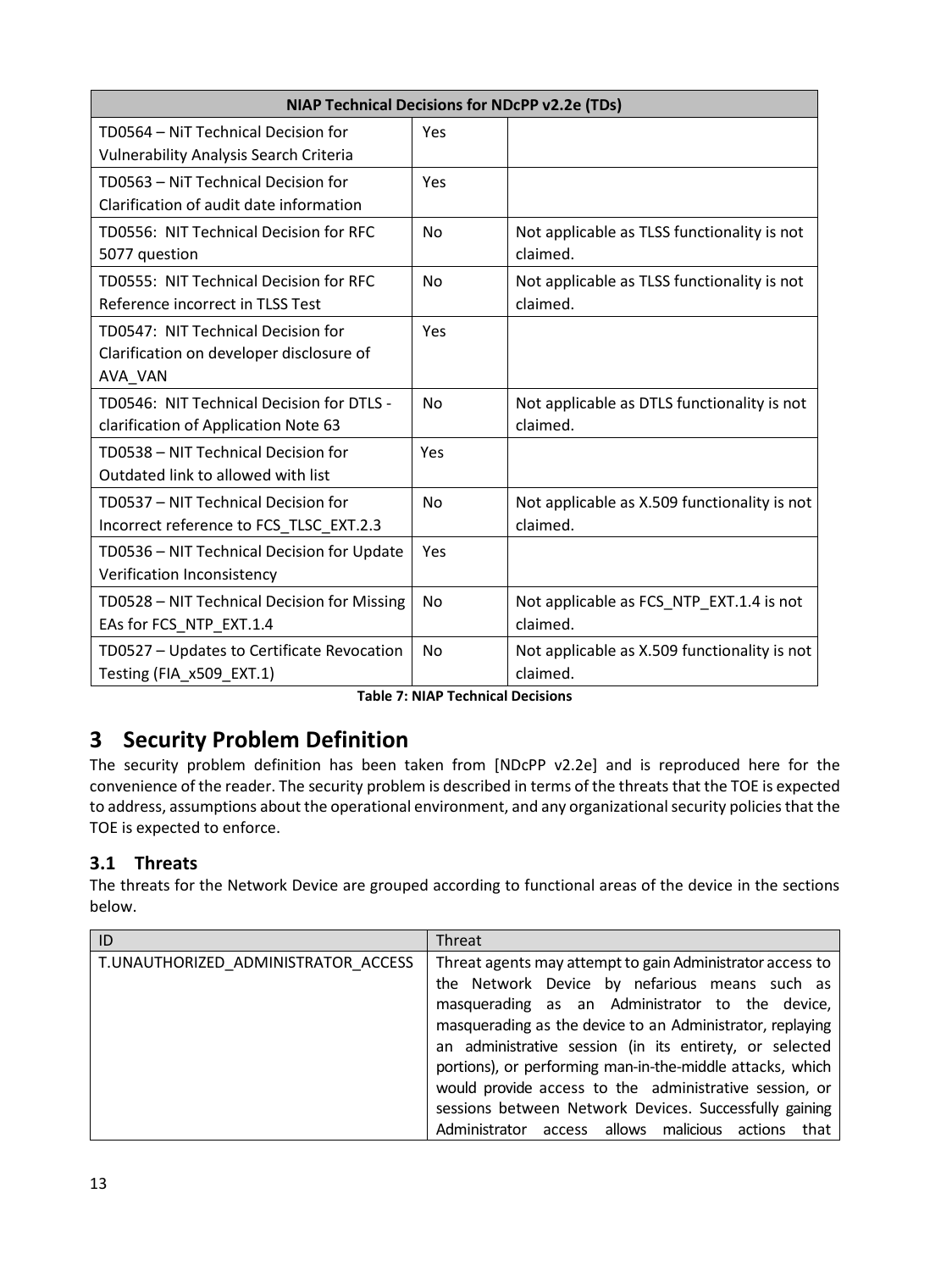| NIAP Technical Decisions for NDcPP v2.2e (TDs) | | |
|---|---|---|
| TD0564 – NiT Technical Decision for Vulnerability Analysis Search Criteria | Yes | |
| TD0563 – NiT Technical Decision for Clarification of audit date information | Yes | |
| TD0556: NIT Technical Decision for RFC 5077 question | No | Not applicable as TLSS functionality is not claimed. |
| TD0555: NIT Technical Decision for RFC Reference incorrect in TLSS Test | No | Not applicable as TLSS functionality is not claimed. |
| TD0547: NIT Technical Decision for Clarification on developer disclosure of AVA_VAN | Yes | |
| TD0546: NIT Technical Decision for DTLS - clarification of Application Note 63 | No | Not applicable as DTLS functionality is not claimed. |
| TD0538 – NIT Technical Decision for Outdated link to allowed with list | Yes | |
| TD0537 – NIT Technical Decision for Incorrect reference to FCS_TLSC_EXT.2.3 | No | Not applicable as X.509 functionality is not claimed. |
| TD0536 – NIT Technical Decision for Update Verification Inconsistency | Yes | |
| TD0528 – NIT Technical Decision for Missing EAs for FCS_NTP_EXT.1.4 | No | Not applicable as FCS_NTP_EXT.1.4 is not claimed. |
| TD0527 – Updates to Certificate Revocation Testing (FIA_x509_EXT.1) | No | Not applicable as X.509 functionality is not claimed. |

**Table 7: NIAP Technical Decisions**

# 3 Security Problem Definition

The security problem definition has been taken from [NDcPP v2.2e] and is reproduced here for the convenience of the reader. The security problem is described in terms of the threats that the TOE is expected to address, assumptions about the operational environment, and any organizational security policies that the TOE is expected to enforce.

## 3.1 Threats

The threats for the Network Device are grouped according to functional areas of the device in the sections below.

| ID | Threat |
|---|---|
| T.UNAUTHORIZED_ADMINISTRATOR_ACCESS | Threat agents may attempt to gain Administrator access to the Network Device by nefarious means such as masquerading as an Administrator to the device, masquerading as the device to an Administrator, replaying an administrative session (in its entirety, or selected portions), or performing man-in-the-middle attacks, which would provide access to the administrative session, or sessions between Network Devices. Successfully gaining Administrator access allows malicious actions that |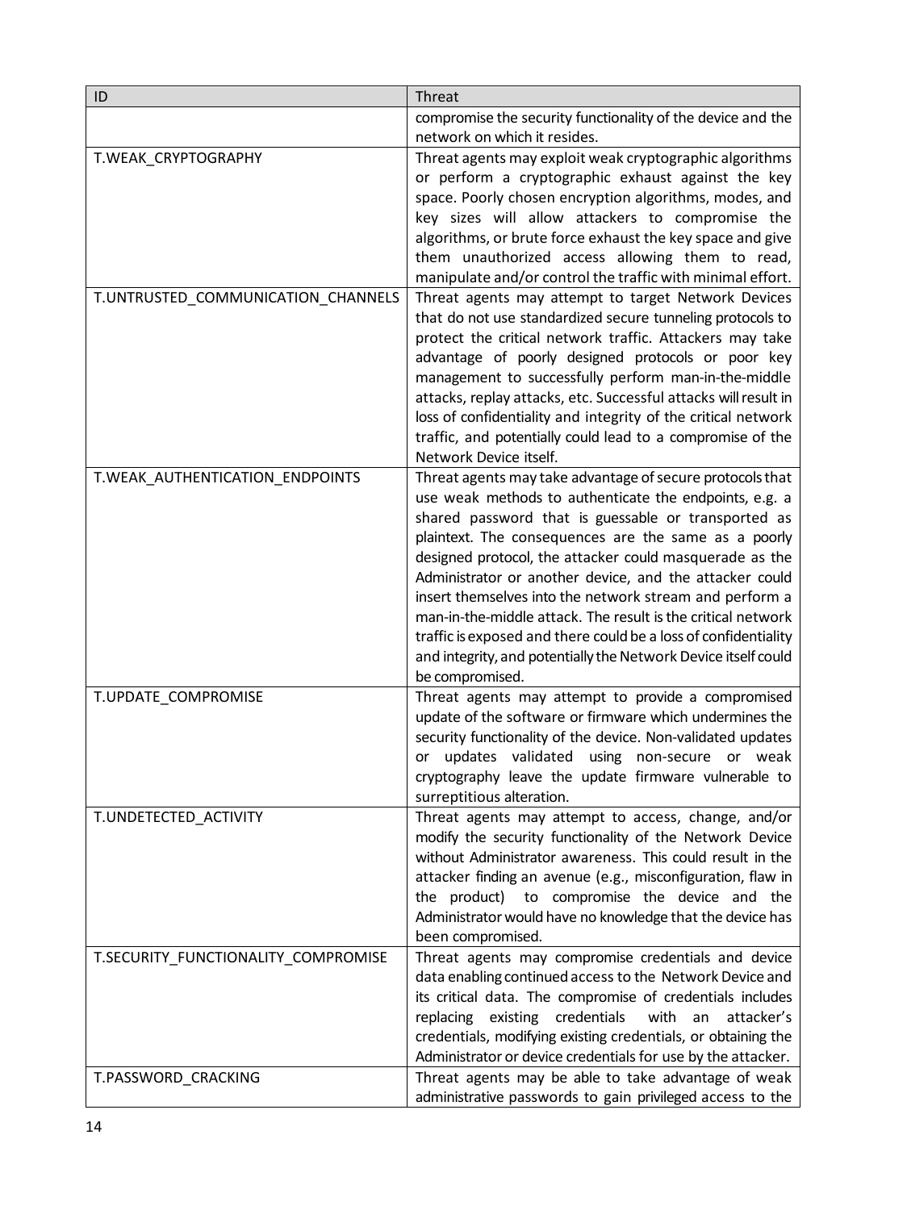| ID | Threat |
| --- | --- |
| | compromise the security functionality of the device and the network on which it resides. |
| T.WEAK_CRYPTOGRAPHY | Threat agents may exploit weak cryptographic algorithms or perform a cryptographic exhaust against the key space. Poorly chosen encryption algorithms, modes, and key sizes will allow attackers to compromise the algorithms, or brute force exhaust the key space and give them unauthorized access allowing them to read, manipulate and/or control the traffic with minimal effort. |
| T.UNTRUSTED_COMMUNICATION_CHANNELS | Threat agents may attempt to target Network Devices that do not use standardized secure tunneling protocols to protect the critical network traffic. Attackers may take advantage of poorly designed protocols or poor key management to successfully perform man-in-the-middle attacks, replay attacks, etc. Successful attacks will result in loss of confidentiality and integrity of the critical network traffic, and potentially could lead to a compromise of the Network Device itself. |
| T.WEAK_AUTHENTICATION_ENDPOINTS | Threat agents may take advantage of secure protocols that use weak methods to authenticate the endpoints, e.g. a shared password that is guessable or transported as plaintext. The consequences are the same as a poorly designed protocol, the attacker could masquerade as the Administrator or another device, and the attacker could insert themselves into the network stream and perform a man-in-the-middle attack. The result is the critical network traffic is exposed and there could be a loss of confidentiality and integrity, and potentially the Network Device itself could be compromised. |
| T.UPDATE_COMPROMISE | Threat agents may attempt to provide a compromised update of the software or firmware which undermines the security functionality of the device. Non-validated updates or updates validated using non-secure or weak cryptography leave the update firmware vulnerable to surreptitious alteration. |
| T.UNDETECTED_ACTIVITY | Threat agents may attempt to access, change, and/or modify the security functionality of the Network Device without Administrator awareness. This could result in the attacker finding an avenue (e.g., misconfiguration, flaw in the product) to compromise the device and the Administrator would have no knowledge that the device has been compromised. |
| T.SECURITY_FUNCTIONALITY_COMPROMISE | Threat agents may compromise credentials and device data enabling continued access to the Network Device and its critical data. The compromise of credentials includes replacing existing credentials with an attacker's credentials, modifying existing credentials, or obtaining the Administrator or device credentials for use by the attacker. |
| T.PASSWORD_CRACKING | Threat agents may be able to take advantage of weak administrative passwords to gain privileged access to the |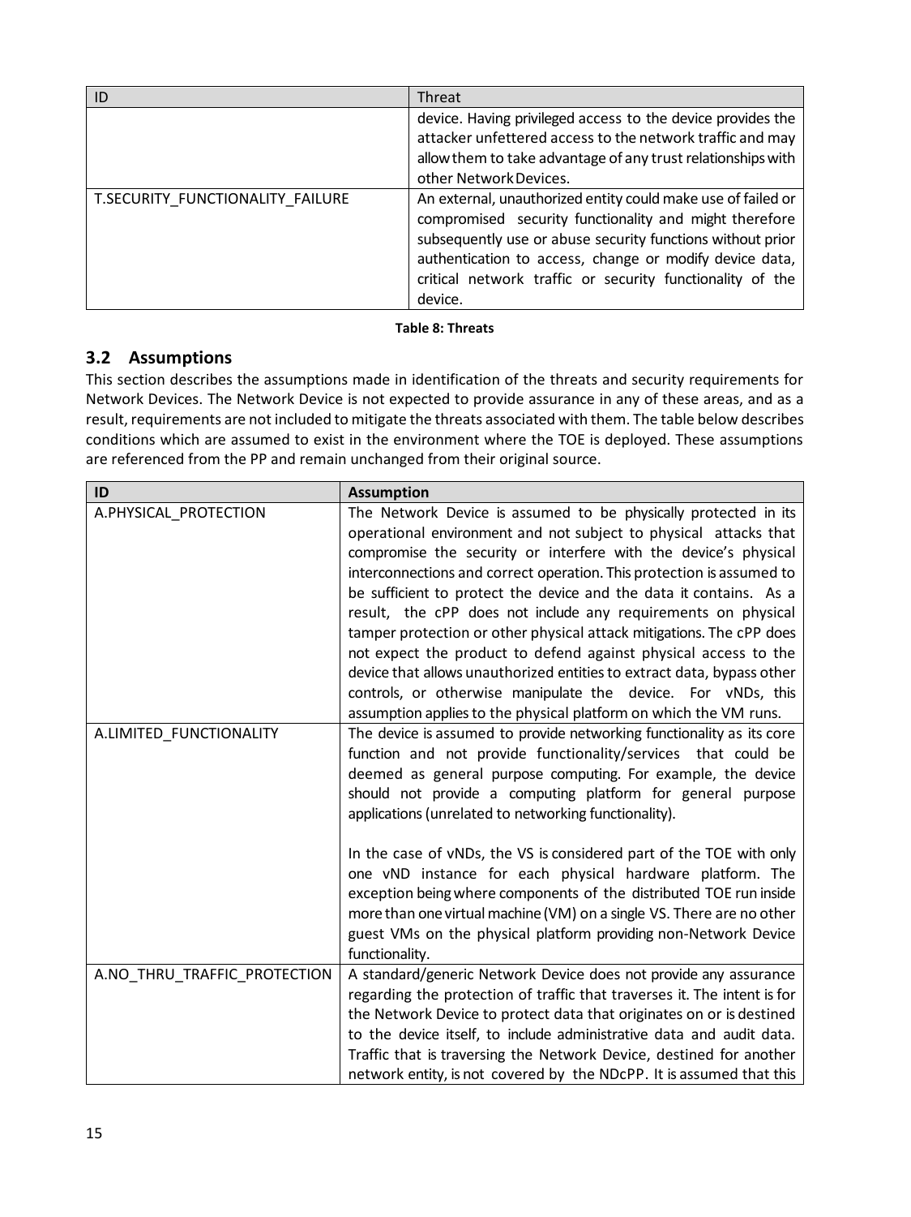| ID | Threat |
| --- | --- |
| | device. Having privileged access to the device provides the attacker unfettered access to the network traffic and may allow them to take advantage of any trust relationships with other Network Devices. |
| T.SECURITY_FUNCTIONALITY_FAILURE | An external, unauthorized entity could make use of failed or compromised security functionality and might therefore subsequently use or abuse security functions without prior authentication to access, change or modify device data, critical network traffic or security functionality of the device. |

**Table 8: Threats**

## 3.2 Assumptions

This section describes the assumptions made in identification of the threats and security requirements for Network Devices. The Network Device is not expected to provide assurance in any of these areas, and as a result, requirements are not included to mitigate the threats associated with them. The table below describes conditions which are assumed to exist in the environment where the TOE is deployed. These assumptions are referenced from the PP and remain unchanged from their original source.

| ID | Assumption |
| --- | --- |
| A.PHYSICAL_PROTECTION | The Network Device is assumed to be physically protected in its operational environment and not subject to physical attacks that compromise the security or interfere with the device's physical interconnections and correct operation. This protection is assumed to be sufficient to protect the device and the data it contains. As a result, the cPP does not include any requirements on physical tamper protection or other physical attack mitigations. The cPP does not expect the product to defend against physical access to the device that allows unauthorized entities to extract data, bypass other controls, or otherwise manipulate the device. For vNDs, this assumption applies to the physical platform on which the VM runs. |
| A.LIMITED_FUNCTIONALITY | The device is assumed to provide networking functionality as its core function and not provide functionality/services that could be deemed as general purpose computing. For example, the device should not provide a computing platform for general purpose applications (unrelated to networking functionality).<br><br>In the case of vNDs, the VS is considered part of the TOE with only one vND instance for each physical hardware platform. The exception being where components of the distributed TOE run inside more than one virtual machine (VM) on a single VS. There are no other guest VMs on the physical platform providing non-Network Device functionality. |
| A.NO_THRU_TRAFFIC_PROTECTION | A standard/generic Network Device does not provide any assurance regarding the protection of traffic that traverses it. The intent is for the Network Device to protect data that originates on or is destined to the device itself, to include administrative data and audit data. Traffic that is traversing the Network Device, destined for another network entity, is not covered by the NDcPP. It is assumed that this |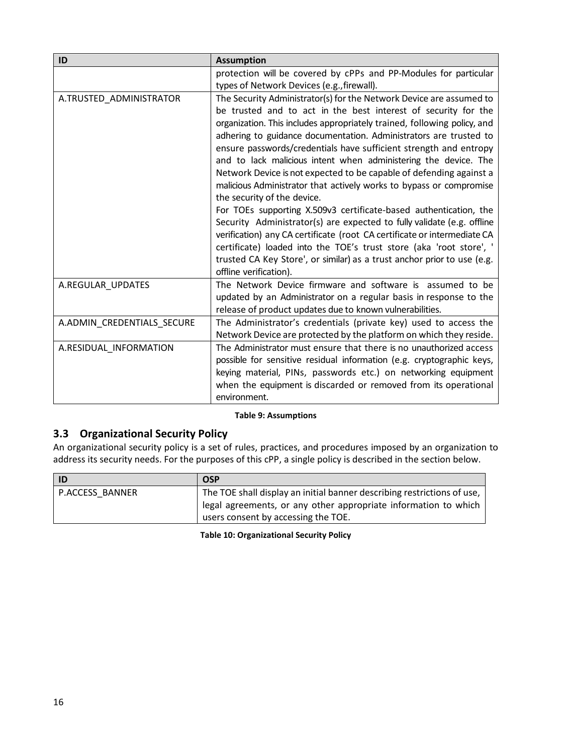| ID | Assumption |
| --- | --- |
| | protection will be covered by cPPs and PP-Modules for particular types of Network Devices (e.g.,firewall). |
| A.TRUSTED_ADMINISTRATOR | The Security Administrator(s) for the Network Device are assumed to be trusted and to act in the best interest of security for the organization. This includes appropriately trained, following policy, and adhering to guidance documentation. Administrators are trusted to ensure passwords/credentials have sufficient strength and entropy and to lack malicious intent when administering the device. The Network Device is not expected to be capable of defending against a malicious Administrator that actively works to bypass or compromise the security of the device.<br>For TOEs supporting X.509v3 certificate-based authentication, the Security Administrator(s) are expected to fully validate (e.g. offline verification) any CA certificate (root CA certificate or intermediate CA certificate) loaded into the TOE's trust store (aka 'root store', ' trusted CA Key Store', or similar) as a trust anchor prior to use (e.g. offline verification). |
| A.REGULAR_UPDATES | The Network Device firmware and software is assumed to be updated by an Administrator on a regular basis in response to the release of product updates due to known vulnerabilities. |
| A.ADMIN_CREDENTIALS_SECURE | The Administrator's credentials (private key) used to access the Network Device are protected by the platform on which they reside. |
| A.RESIDUAL_INFORMATION | The Administrator must ensure that there is no unauthorized access possible for sensitive residual information (e.g. cryptographic keys, keying material, PINs, passwords etc.) on networking equipment when the equipment is discarded or removed from its operational environment. |

**Table 9: Assumptions**

## 3.3 Organizational Security Policy

An organizational security policy is a set of rules, practices, and procedures imposed by an organization to address its security needs. For the purposes of this cPP, a single policy is described in the section below.

| ID | OSP |
| --- | --- |
| P.ACCESS_BANNER | The TOE shall display an initial banner describing restrictions of use, legal agreements, or any other appropriate information to which users consent by accessing the TOE. |

**Table 10: Organizational Security Policy**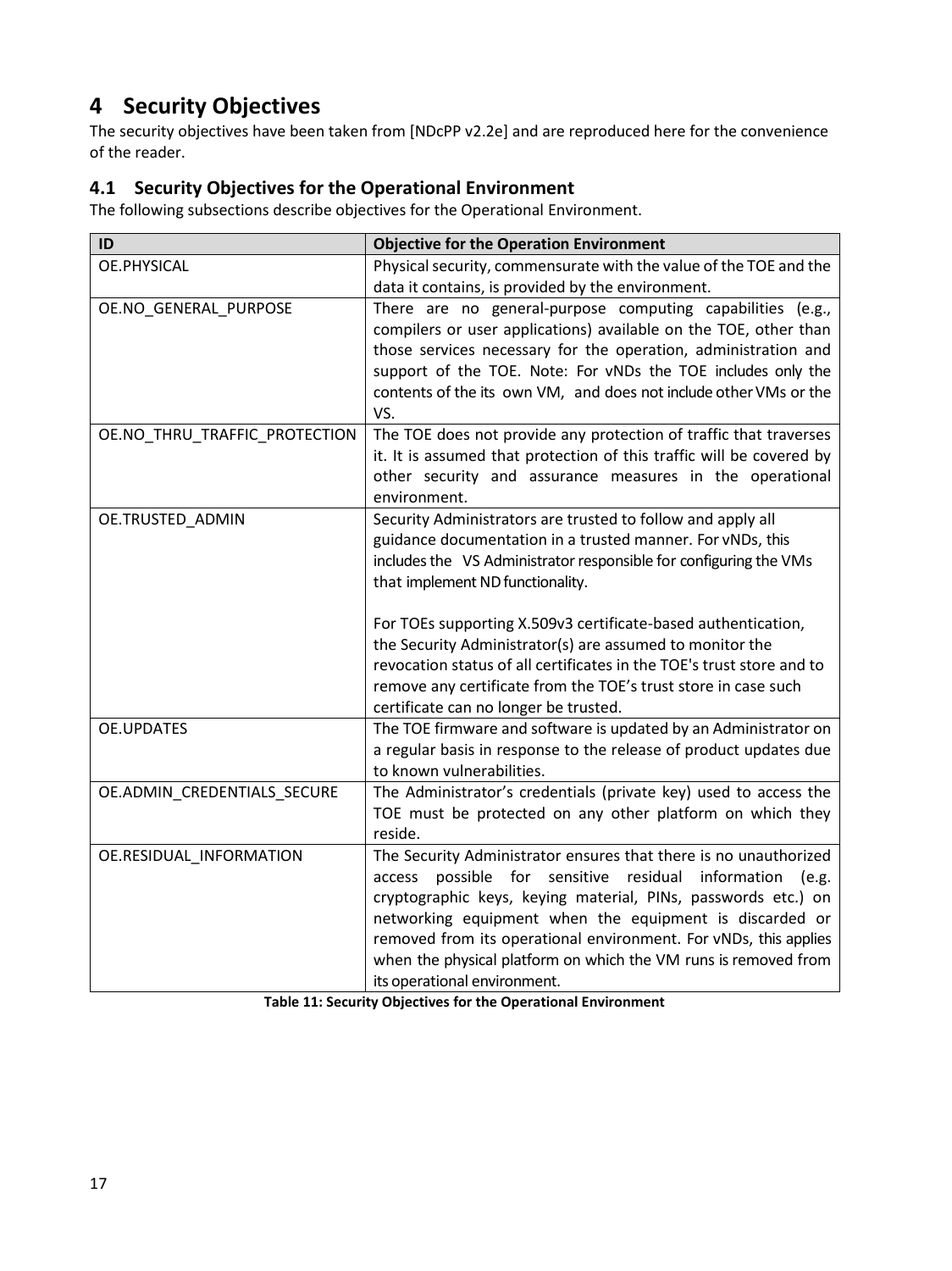# 4 Security Objectives

The security objectives have been taken from [NDcPP v2.2e] and are reproduced here for the convenience of the reader.

## 4.1 Security Objectives for the Operational Environment

The following subsections describe objectives for the Operational Environment.

| ID | Objective for the Operation Environment |
|---|---|
| OE.PHYSICAL | Physical security, commensurate with the value of the TOE and the data it contains, is provided by the environment. |
| OE.NO_GENERAL_PURPOSE | There are no general-purpose computing capabilities (e.g., compilers or user applications) available on the TOE, other than those services necessary for the operation, administration and support of the TOE. Note: For vNDs the TOE includes only the contents of the its own VM, and does not include other VMs or the VS. |
| OE.NO_THRU_TRAFFIC_PROTECTION | The TOE does not provide any protection of traffic that traverses it. It is assumed that protection of this traffic will be covered by other security and assurance measures in the operational environment. |
| OE.TRUSTED_ADMIN | Security Administrators are trusted to follow and apply all guidance documentation in a trusted manner. For vNDs, this includes the VS Administrator responsible for configuring the VMs that implement ND functionality.<br><br>For TOEs supporting X.509v3 certificate-based authentication, the Security Administrator(s) are assumed to monitor the revocation status of all certificates in the TOE's trust store and to remove any certificate from the TOE's trust store in case such certificate can no longer be trusted. |
| OE.UPDATES | The TOE firmware and software is updated by an Administrator on a regular basis in response to the release of product updates due to known vulnerabilities. |
| OE.ADMIN_CREDENTIALS_SECURE | The Administrator's credentials (private key) used to access the TOE must be protected on any other platform on which they reside. |
| OE.RESIDUAL_INFORMATION | The Security Administrator ensures that there is no unauthorized access possible for sensitive residual information (e.g. cryptographic keys, keying material, PINs, passwords etc.) on networking equipment when the equipment is discarded or removed from its operational environment. For vNDs, this applies when the physical platform on which the VM runs is removed from its operational environment. |

**Table 11: Security Objectives for the Operational Environment**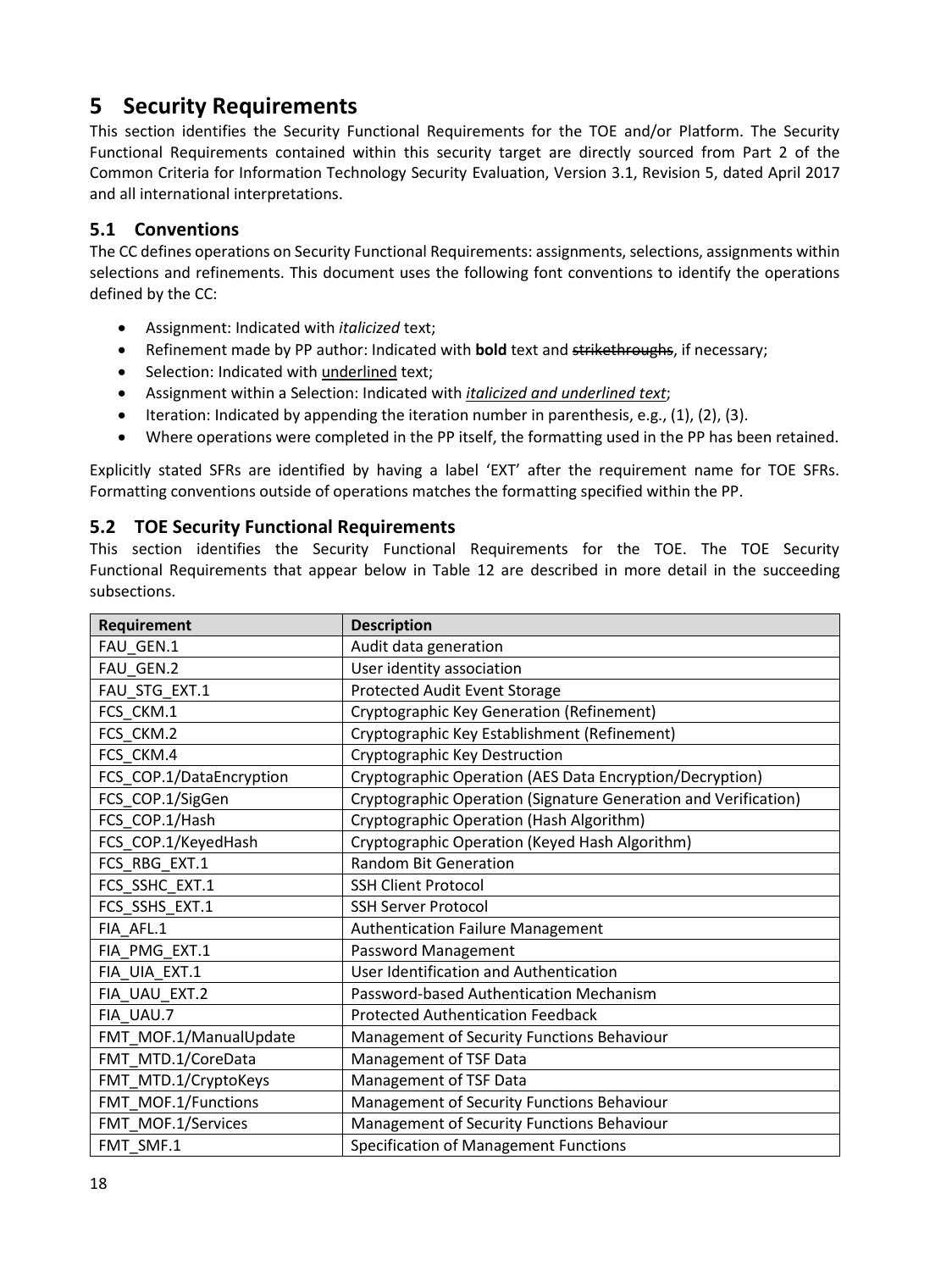# 5 Security Requirements

This section identifies the Security Functional Requirements for the TOE and/or Platform. The Security Functional Requirements contained within this security target are directly sourced from Part 2 of the Common Criteria for Information Technology Security Evaluation, Version 3.1, Revision 5, dated April 2017 and all international interpretations.

## 5.1 Conventions

The CC defines operations on Security Functional Requirements: assignments, selections, assignments within selections and refinements. This document uses the following font conventions to identify the operations defined by the CC:

- Assignment: Indicated with *italicized* text;
- Refinement made by PP author: Indicated with **bold** text and ~~strikethroughs~~, if necessary;
- Selection: Indicated with <u>underlined</u> text;
- Assignment within a Selection: Indicated with <u>*italicized and underlined text*</u>;
- Iteration: Indicated by appending the iteration number in parenthesis, e.g., (1), (2), (3).
- Where operations were completed in the PP itself, the formatting used in the PP has been retained.

Explicitly stated SFRs are identified by having a label 'EXT' after the requirement name for TOE SFRs. Formatting conventions outside of operations matches the formatting specified within the PP.

## 5.2 TOE Security Functional Requirements

This section identifies the Security Functional Requirements for the TOE. The TOE Security Functional Requirements that appear below in Table 12 are described in more detail in the succeeding subsections.

| Requirement | Description |
|---|---|
| FAU_GEN.1 | Audit data generation |
| FAU_GEN.2 | User identity association |
| FAU_STG_EXT.1 | Protected Audit Event Storage |
| FCS_CKM.1 | Cryptographic Key Generation (Refinement) |
| FCS_CKM.2 | Cryptographic Key Establishment (Refinement) |
| FCS_CKM.4 | Cryptographic Key Destruction |
| FCS_COP.1/DataEncryption | Cryptographic Operation (AES Data Encryption/Decryption) |
| FCS_COP.1/SigGen | Cryptographic Operation (Signature Generation and Verification) |
| FCS_COP.1/Hash | Cryptographic Operation (Hash Algorithm) |
| FCS_COP.1/KeyedHash | Cryptographic Operation (Keyed Hash Algorithm) |
| FCS_RBG_EXT.1 | Random Bit Generation |
| FCS_SSHC_EXT.1 | SSH Client Protocol |
| FCS_SSHS_EXT.1 | SSH Server Protocol |
| FIA_AFL.1 | Authentication Failure Management |
| FIA_PMG_EXT.1 | Password Management |
| FIA_UIA_EXT.1 | User Identification and Authentication |
| FIA_UAU_EXT.2 | Password-based Authentication Mechanism |
| FIA_UAU.7 | Protected Authentication Feedback |
| FMT_MOF.1/ManualUpdate | Management of Security Functions Behaviour |
| FMT_MTD.1/CoreData | Management of TSF Data |
| FMT_MTD.1/CryptoKeys | Management of TSF Data |
| FMT_MOF.1/Functions | Management of Security Functions Behaviour |
| FMT_MOF.1/Services | Management of Security Functions Behaviour |
| FMT_SMF.1 | Specification of Management Functions |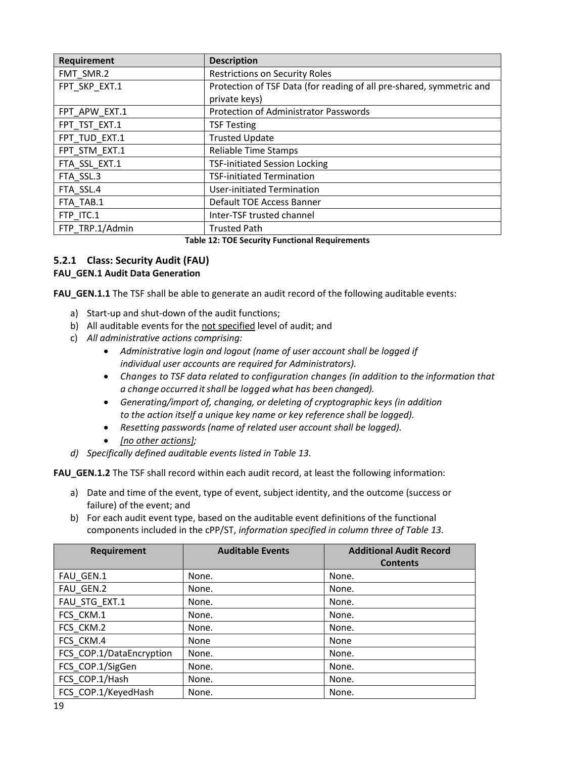| Requirement | Description |
|---|---|
| FMT_SMR.2 | Restrictions on Security Roles |
| FPT_SKP_EXT.1 | Protection of TSF Data (for reading of all pre-shared, symmetric and private keys) |
| FPT_APW_EXT.1 | Protection of Administrator Passwords |
| FPT_TST_EXT.1 | TSF Testing |
| FPT_TUD_EXT.1 | Trusted Update |
| FPT_STM_EXT.1 | Reliable Time Stamps |
| FTA_SSL_EXT.1 | TSF-initiated Session Locking |
| FTA_SSL.3 | TSF-initiated Termination |
| FTA_SSL.4 | User-initiated Termination |
| FTA_TAB.1 | Default TOE Access Banner |
| FTP_ITC.1 | Inter-TSF trusted channel |
| FTP_TRP.1/Admin | Trusted Path |

**Table 12: TOE Security Functional Requirements**

### 5.2.1 Class: Security Audit (FAU)

**FAU_GEN.1 Audit Data Generation**

**FAU_GEN.1.1** The TSF shall be able to generate an audit record of the following auditable events:

a) Start-up and shut-down of the audit functions;
b) All auditable events for the <u>not specified</u> level of audit; and
c) *All administrative actions comprising:*
    - *Administrative login and logout (name of user account shall be logged if individual user accounts are required for Administrators).*
    - *Changes to TSF data related to configuration changes (in addition to the information that a change occurred it shall be logged what has been changed).*
    - *Generating/import of, changing, or deleting of cryptographic keys (in addition to the action itself a unique key name or key reference shall be logged).*
    - *Resetting passwords (name of related user account shall be logged).*
    - *<u>[no other actions]</u>;*
d) *Specifically defined auditable events listed in Table 13.*

**FAU_GEN.1.2** The TSF shall record within each audit record, at least the following information:

a) Date and time of the event, type of event, subject identity, and the outcome (success or failure) of the event; and
b) For each audit event type, based on the auditable event definitions of the functional components included in the cPP/ST, *information specified in column three of Table 13.*

| Requirement | Auditable Events | Additional Audit Record Contents |
|---|---|---|
| FAU_GEN.1 | None. | None. |
| FAU_GEN.2 | None. | None. |
| FAU_STG_EXT.1 | None. | None. |
| FCS_CKM.1 | None. | None. |
| FCS_CKM.2 | None. | None. |
| FCS_CKM.4 | None | None |
| FCS_COP.1/DataEncryption | None. | None. |
| FCS_COP.1/SigGen | None. | None. |
| FCS_COP.1/Hash | None. | None. |
| FCS_COP.1/KeyedHash | None. | None. |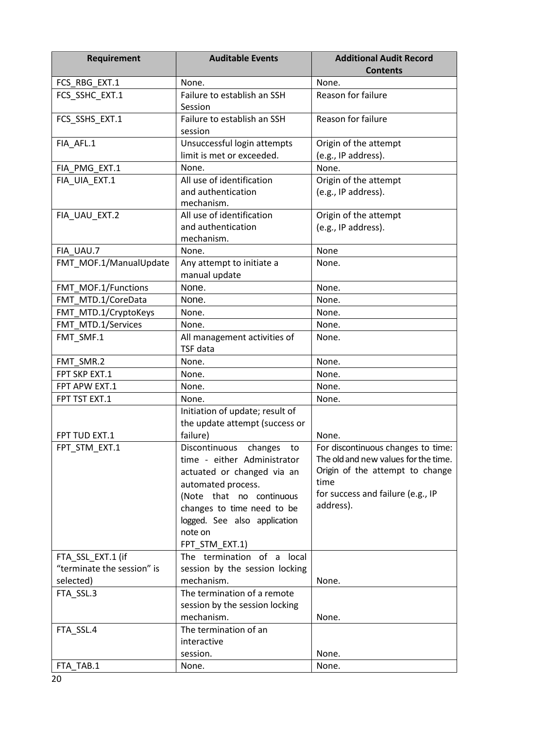| Requirement | Auditable Events | Additional Audit Record Contents |
| --- | --- | --- |
| FCS_RBG_EXT.1 | None. | None. |
| FCS_SSHC_EXT.1 | Failure to establish an SSH Session | Reason for failure |
| FCS_SSHS_EXT.1 | Failure to establish an SSH session | Reason for failure |
| FIA_AFL.1 | Unsuccessful login attempts limit is met or exceeded. | Origin of the attempt (e.g., IP address). |
| FIA_PMG_EXT.1 | None. | None. |
| FIA_UIA_EXT.1 | All use of identification and authentication mechanism. | Origin of the attempt (e.g., IP address). |
| FIA_UAU_EXT.2 | All use of identification and authentication mechanism. | Origin of the attempt (e.g., IP address). |
| FIA_UAU.7 | None. | None |
| FMT_MOF.1/ManualUpdate | Any attempt to initiate a manual update | None. |
| FMT_MOF.1/Functions | None. | None. |
| FMT_MTD.1/CoreData | None. | None. |
| FMT_MTD.1/CryptoKeys | None. | None. |
| FMT_MTD.1/Services | None. | None. |
| FMT_SMF.1 | All management activities of TSF data | None. |
| FMT_SMR.2 | None. | None. |
| FPT SKP EXT.1 | None. | None. |
| FPT APW EXT.1 | None. | None. |
| FPT TST EXT.1 | None. | None. |
| FPT TUD EXT.1 | Initiation of update; result of the update attempt (success or failure) | None. |
| FPT_STM_EXT.1 | Discontinuous changes to time - either Administrator actuated or changed via an automated process. (Note that no continuous changes to time need to be logged. See also application note on FPT_STM_EXT.1) | For discontinuous changes to time: The old and new values for the time. Origin of the attempt to change time for success and failure (e.g., IP address). |
| FTA_SSL_EXT.1 (if "terminate the session" is selected) | The termination of a local session by the session locking mechanism. | None. |
| FTA_SSL.3 | The termination of a remote session by the session locking mechanism. | None. |
| FTA_SSL.4 | The termination of an interactive session. | None. |
| FTA_TAB.1 | None. | None. |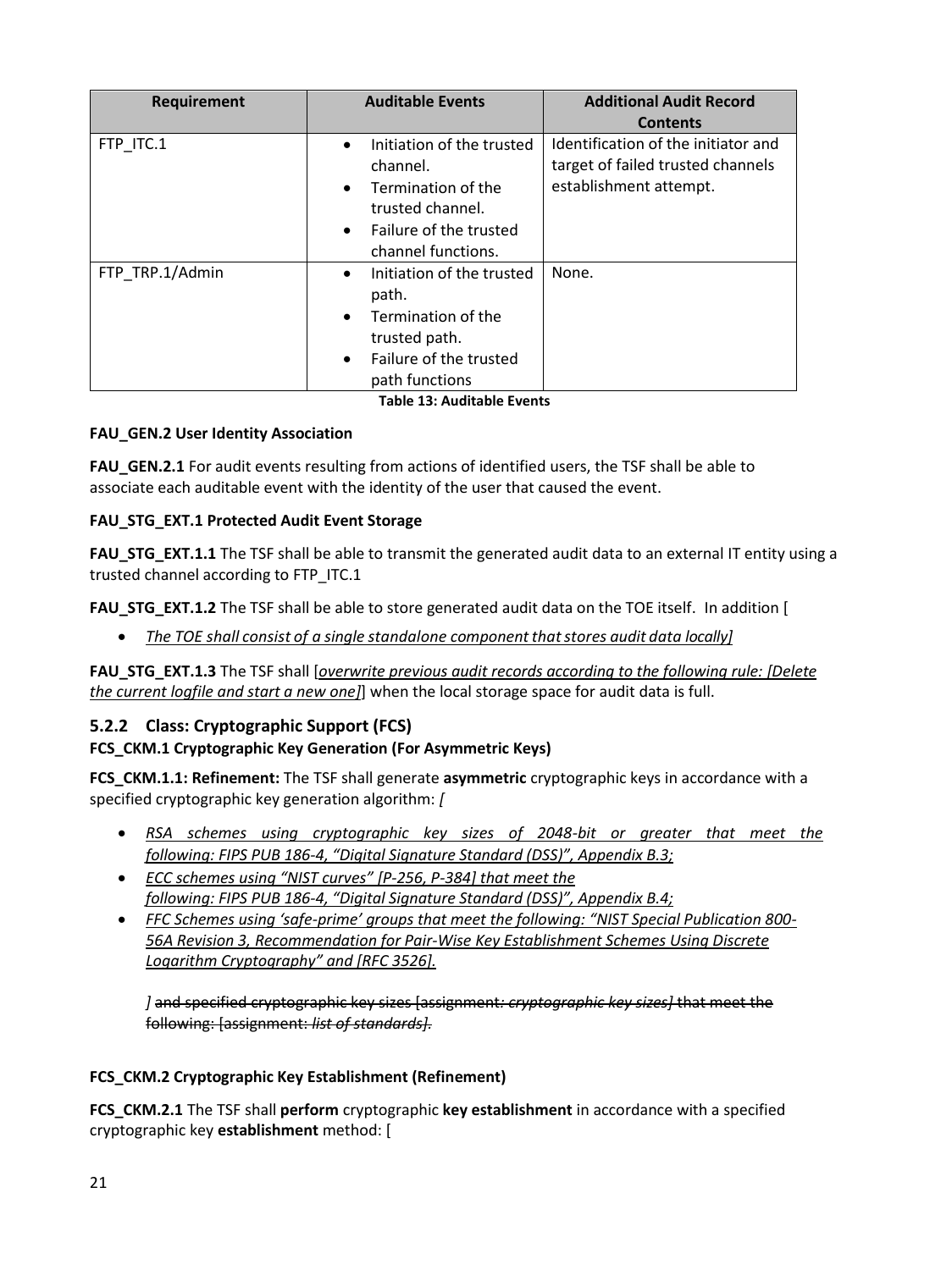| Requirement | Auditable Events | Additional Audit Record Contents |
|---|---|---|
| FTP_ITC.1 | • Initiation of the trusted channel.<br>• Termination of the trusted channel.<br>• Failure of the trusted channel functions. | Identification of the initiator and target of failed trusted channels establishment attempt. |
| FTP_TRP.1/Admin | • Initiation of the trusted path.<br>• Termination of the trusted path.<br>• Failure of the trusted path functions | None. |

**Table 13: Auditable Events**

**FAU_GEN.2 User Identity Association**

**FAU_GEN.2.1** For audit events resulting from actions of identified users, the TSF shall be able to associate each auditable event with the identity of the user that caused the event.

**FAU_STG_EXT.1 Protected Audit Event Storage**

**FAU_STG_EXT.1.1** The TSF shall be able to transmit the generated audit data to an external IT entity using a trusted channel according to FTP_ITC.1

**FAU_STG_EXT.1.2** The TSF shall be able to store generated audit data on the TOE itself. In addition [

- *The TOE shall consist of a single standalone component that stores audit data locally]*

**FAU_STG_EXT.1.3** The TSF shall [*overwrite previous audit records according to the following rule: [Delete the current logfile and start a new one]*] when the local storage space for audit data is full.

### 5.2.2 Class: Cryptographic Support (FCS)

**FCS_CKM.1 Cryptographic Key Generation (For Asymmetric Keys)**

**FCS_CKM.1.1: Refinement:** The TSF shall generate **asymmetric** cryptographic keys in accordance with a specified cryptographic key generation algorithm: *[*

- *RSA schemes using cryptographic key sizes of 2048-bit or greater that meet the following: FIPS PUB 186-4, "Digital Signature Standard (DSS)", Appendix B.3;*
- *ECC schemes using "NIST curves" [P-256, P-384] that meet the following: FIPS PUB 186-4, "Digital Signature Standard (DSS)", Appendix B.4;*
- *FFC Schemes using 'safe-prime' groups that meet the following: "NIST Special Publication 800-56A Revision 3, Recommendation for Pair-Wise Key Establishment Schemes Using Discrete Logarithm Cryptography" and [RFC 3526].*

*]* ~~and specified cryptographic key sizes [assignment: *cryptographic key sizes]* that meet the following: [assignment: *list of standards]*.~~

**FCS_CKM.2 Cryptographic Key Establishment (Refinement)**

**FCS_CKM.2.1** The TSF shall **perform** cryptographic **key establishment** in accordance with a specified cryptographic key **establishment** method: [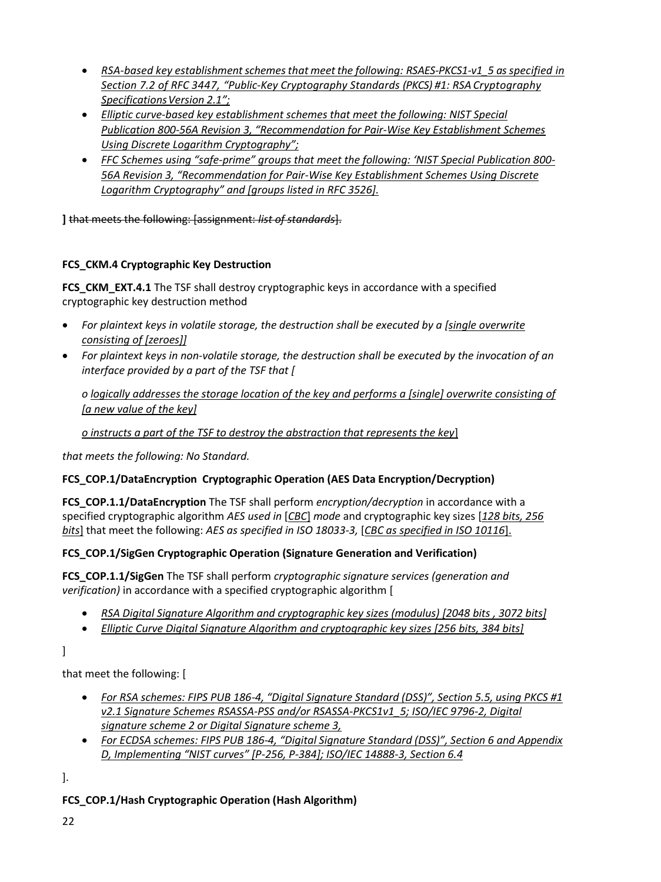- *RSA-based key establishment schemes that meet the following: RSAES-PKCS1-v1_5 as specified in Section 7.2 of RFC 3447, "Public-Key Cryptography Standards (PKCS) #1: RSA Cryptography Specifications Version 2.1";*
- *Elliptic curve-based key establishment schemes that meet the following: NIST Special Publication 800-56A Revision 3, "Recommendation for Pair-Wise Key Establishment Schemes Using Discrete Logarithm Cryptography";*
- *FFC Schemes using "safe-prime" groups that meet the following: 'NIST Special Publication 800-56A Revision 3, "Recommendation for Pair-Wise Key Establishment Schemes Using Discrete Logarithm Cryptography" and [groups listed in RFC 3526].*

**]** ~~that meets the following: [assignment: *list of standards*].~~

**FCS_CKM.4 Cryptographic Key Destruction**

**FCS_CKM_EXT.4.1** The TSF shall destroy cryptographic keys in accordance with a specified cryptographic key destruction method

- *For plaintext keys in volatile storage, the destruction shall be executed by a [single overwrite consisting of [zeroes]]*
- *For plaintext keys in non-volatile storage, the destruction shall be executed by the invocation of an interface provided by a part of the TSF that [*

  *o logically addresses the storage location of the key and performs a [single] overwrite consisting of [a new value of the key]*

  *o instructs a part of the TSF to destroy the abstraction that represents the key*]

*that meets the following: No Standard.*

**FCS_COP.1/DataEncryption Cryptographic Operation (AES Data Encryption/Decryption)**

**FCS_COP.1.1/DataEncryption** The TSF shall perform *encryption/decryption* in accordance with a specified cryptographic algorithm *AES used in* [*CBC*] *mode* and cryptographic key sizes [*128 bits, 256 bits*] that meet the following: *AES as specified in ISO 18033-3,* [*CBC as specified in ISO 10116*].

**FCS_COP.1/SigGen Cryptographic Operation (Signature Generation and Verification)**

**FCS_COP.1.1/SigGen** The TSF shall perform *cryptographic signature services (generation and verification)* in accordance with a specified cryptographic algorithm [

- *RSA Digital Signature Algorithm and cryptographic key sizes (modulus) [2048 bits , 3072 bits]*
- *Elliptic Curve Digital Signature Algorithm and cryptographic key sizes [256 bits, 384 bits]*

]

that meet the following: [

- *For RSA schemes: FIPS PUB 186-4, "Digital Signature Standard (DSS)", Section 5.5, using PKCS #1 v2.1 Signature Schemes RSASSA-PSS and/or RSASSA-PKCS1v1_5; ISO/IEC 9796-2, Digital signature scheme 2 or Digital Signature scheme 3,*
- *For ECDSA schemes: FIPS PUB 186-4, "Digital Signature Standard (DSS)", Section 6 and Appendix D, Implementing "NIST curves" [P-256, P-384]; ISO/IEC 14888-3, Section 6.4*

].

**FCS_COP.1/Hash Cryptographic Operation (Hash Algorithm)**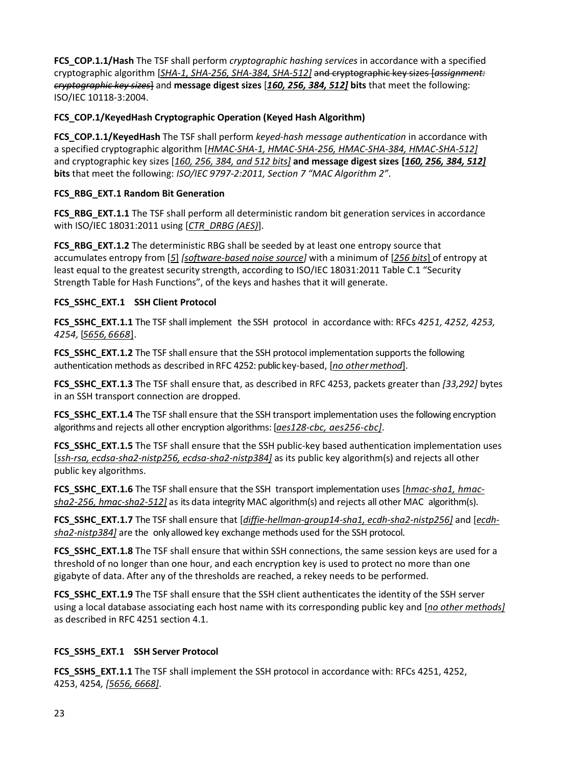**FCS_COP.1.1/Hash** The TSF shall perform *cryptographic hashing services* in accordance with a specified cryptographic algorithm [*SHA-1, SHA-256, SHA-384, SHA-512]* ~~and cryptographic key sizes [*assignment: cryptographic key sizes*]~~ and **message digest sizes** [***160, 256, 384, 512]*** **bits** that meet the following: ISO/IEC 10118-3:2004.

**FCS_COP.1/KeyedHash Cryptographic Operation (Keyed Hash Algorithm)**

**FCS_COP.1.1/KeyedHash** The TSF shall perform *keyed-hash message authentication* in accordance with a specified cryptographic algorithm [*HMAC-SHA-1, HMAC-SHA-256, HMAC-SHA-384, HMAC-SHA-512]* and cryptographic key sizes [*160, 256, 384, and 512 bits]* **and message digest sizes [*160, 256, 384, 512]* bits** that meet the following: *ISO/IEC 9797-2:2011, Section 7 "MAC Algorithm 2"*.

**FCS_RBG_EXT.1 Random Bit Generation**

**FCS_RBG_EXT.1.1** The TSF shall perform all deterministic random bit generation services in accordance with ISO/IEC 18031:2011 using [*CTR_DRBG (AES)*].

**FCS_RBG_EXT.1.2** The deterministic RBG shall be seeded by at least one entropy source that accumulates entropy from [*5*] *[software-based noise source]* with a minimum of [*256 bits*] of entropy at least equal to the greatest security strength, according to ISO/IEC 18031:2011 Table C.1 "Security Strength Table for Hash Functions", of the keys and hashes that it will generate.

**FCS_SSHC_EXT.1 SSH Client Protocol**

**FCS_SSHC_EXT.1.1** The TSF shall implement the SSH protocol in accordance with: RFCs *4251, 4252, 4253, 4254,* [*5656, 6668*].

**FCS_SSHC_EXT.1.2** The TSF shall ensure that the SSH protocol implementation supports the following authentication methods as described in RFC 4252: public key-based, [*no other method*].

**FCS_SSHC_EXT.1.3** The TSF shall ensure that, as described in RFC 4253, packets greater than *[33,292]* bytes in an SSH transport connection are dropped.

**FCS_SSHC_EXT.1.4** The TSF shall ensure that the SSH transport implementation uses the following encryption algorithms and rejects all other encryption algorithms: [*aes128-cbc, aes256-cbc]*.

**FCS_SSHC_EXT.1.5** The TSF shall ensure that the SSH public-key based authentication implementation uses [*ssh-rsa, ecdsa-sha2-nistp256, ecdsa-sha2-nistp384]* as its public key algorithm(s) and rejects all other public key algorithms.

**FCS_SSHC_EXT.1.6** The TSF shall ensure that the SSH transport implementation uses [*hmac-sha1, hmac-sha2-256, hmac-sha2-512]* as its data integrity MAC algorithm(s) and rejects all other MAC algorithm(s).

**FCS_SSHC_EXT.1.7** The TSF shall ensure that [*diffie-hellman-group14-sha1, ecdh-sha2-nistp256]* and [*ecdh-sha2-nistp384]* are the only allowed key exchange methods used for the SSH protocol.

**FCS_SSHC_EXT.1.8** The TSF shall ensure that within SSH connections, the same session keys are used for a threshold of no longer than one hour, and each encryption key is used to protect no more than one gigabyte of data. After any of the thresholds are reached, a rekey needs to be performed.

**FCS_SSHC_EXT.1.9** The TSF shall ensure that the SSH client authenticates the identity of the SSH server using a local database associating each host name with its corresponding public key and [*no other methods]* as described in RFC 4251 section 4.1.

**FCS_SSHS_EXT.1 SSH Server Protocol**

**FCS_SSHS_EXT.1.1** The TSF shall implement the SSH protocol in accordance with: RFCs 4251, 4252, 4253, 4254, *[5656, 6668]*.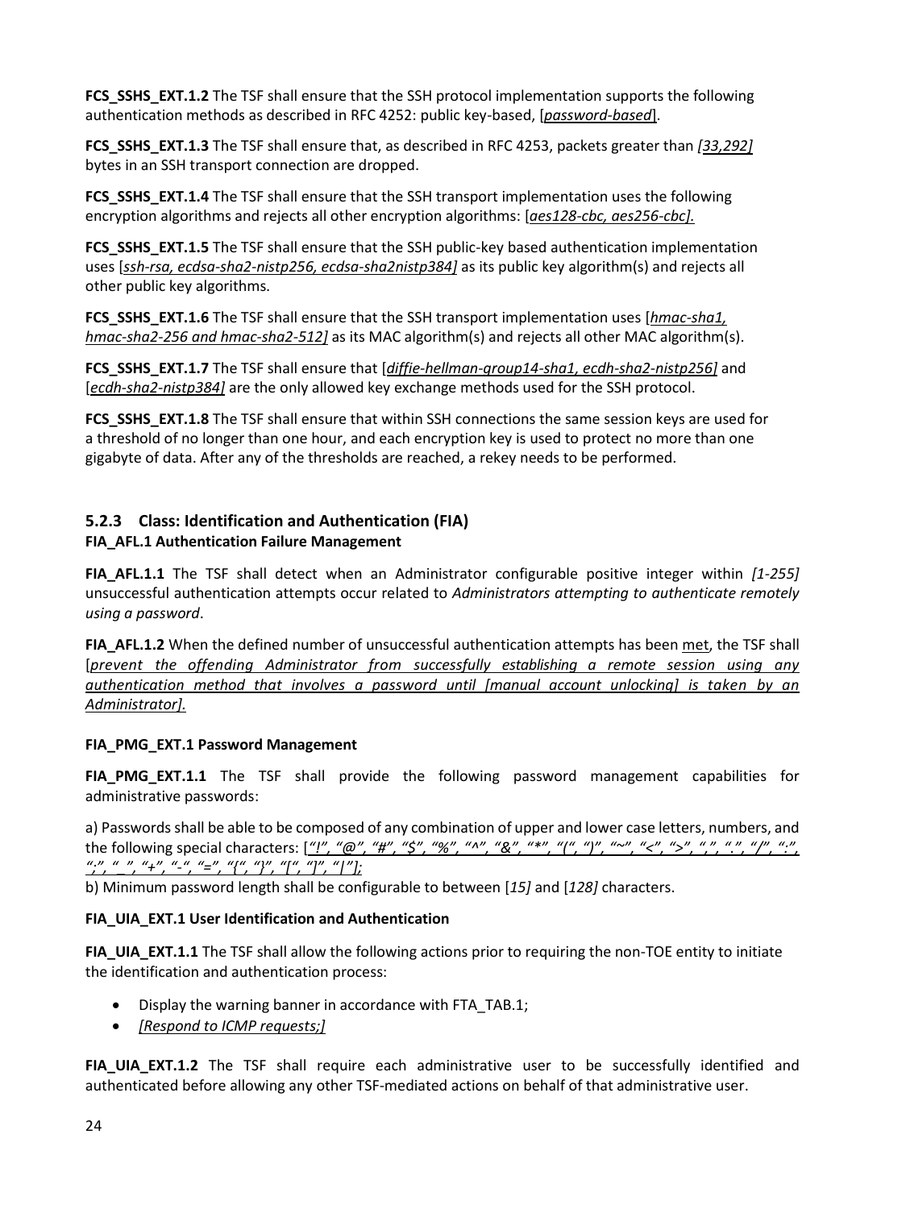**FCS_SSHS_EXT.1.2** The TSF shall ensure that the SSH protocol implementation supports the following authentication methods as described in RFC 4252: public key-based, [*password-based*].

**FCS_SSHS_EXT.1.3** The TSF shall ensure that, as described in RFC 4253, packets greater than *[33,292]* bytes in an SSH transport connection are dropped.

**FCS_SSHS_EXT.1.4** The TSF shall ensure that the SSH transport implementation uses the following encryption algorithms and rejects all other encryption algorithms: [*aes128-cbc, aes256-cbc].*

**FCS_SSHS_EXT.1.5** The TSF shall ensure that the SSH public-key based authentication implementation uses [*ssh-rsa, ecdsa-sha2-nistp256, ecdsa-sha2nistp384]* as its public key algorithm(s) and rejects all other public key algorithms.

**FCS_SSHS_EXT.1.6** The TSF shall ensure that the SSH transport implementation uses [*hmac-sha1, hmac-sha2-256 and hmac-sha2-512]* as its MAC algorithm(s) and rejects all other MAC algorithm(s).

**FCS_SSHS_EXT.1.7** The TSF shall ensure that [*diffie-hellman-group14-sha1, ecdh-sha2-nistp256]* and [*ecdh-sha2-nistp384]* are the only allowed key exchange methods used for the SSH protocol.

**FCS_SSHS_EXT.1.8** The TSF shall ensure that within SSH connections the same session keys are used for a threshold of no longer than one hour, and each encryption key is used to protect no more than one gigabyte of data. After any of the thresholds are reached, a rekey needs to be performed.

### 5.2.3 Class: Identification and Authentication (FIA)

**FIA_AFL.1 Authentication Failure Management**

**FIA_AFL.1.1** The TSF shall detect when an Administrator configurable positive integer within *[1-255]* unsuccessful authentication attempts occur related to *Administrators attempting to authenticate remotely using a password*.

**FIA_AFL.1.2** When the defined number of unsuccessful authentication attempts has been met, the TSF shall [*prevent the offending Administrator from successfully establishing a remote session using any authentication method that involves a password until [manual account unlocking] is taken by an Administrator].*

**FIA_PMG_EXT.1 Password Management**

**FIA_PMG_EXT.1.1** The TSF shall provide the following password management capabilities for administrative passwords:

a) Passwords shall be able to be composed of any combination of upper and lower case letters, numbers, and the following special characters: [*"!", "@", "#", "$", "%", "^", "&", "*", "(", ")", "~", "<", ">", ",", ".", "/", ":", ";", "_", "+", "-", "=", "{", "}", "[", "]", "|"];*

b) Minimum password length shall be configurable to between [*15]* and [*128]* characters.

**FIA_UIA_EXT.1 User Identification and Authentication**

**FIA_UIA_EXT.1.1** The TSF shall allow the following actions prior to requiring the non-TOE entity to initiate the identification and authentication process:

- Display the warning banner in accordance with FTA_TAB.1;
- *[Respond to ICMP requests;]*

**FIA_UIA_EXT.1.2** The TSF shall require each administrative user to be successfully identified and authenticated before allowing any other TSF-mediated actions on behalf of that administrative user.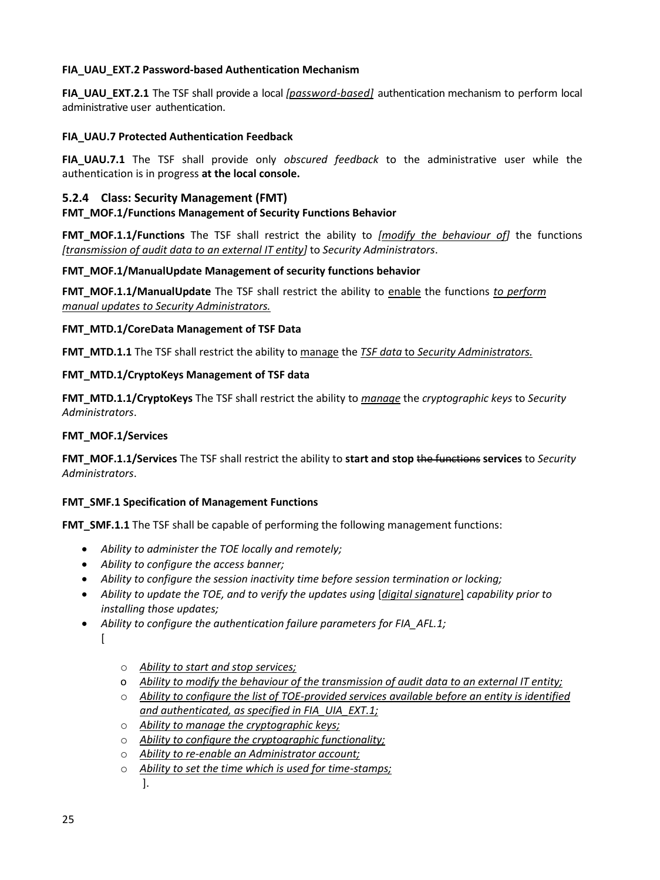**FIA_UAU_EXT.2 Password-based Authentication Mechanism**

**FIA_UAU_EXT.2.1** The TSF shall provide a local *[password-based]* authentication mechanism to perform local administrative user authentication.

**FIA_UAU.7 Protected Authentication Feedback**

**FIA_UAU.7.1** The TSF shall provide only *obscured feedback* to the administrative user while the authentication is in progress **at the local console.**

### 5.2.4 Class: Security Management (FMT)

**FMT_MOF.1/Functions Management of Security Functions Behavior**

**FMT_MOF.1.1/Functions** The TSF shall restrict the ability to *[modify the behaviour of]* the functions *[transmission of audit data to an external IT entity]* to *Security Administrators*.

**FMT_MOF.1/ManualUpdate Management of security functions behavior**

**FMT_MOF.1.1/ManualUpdate** The TSF shall restrict the ability to enable the functions *to perform manual updates to Security Administrators.*

**FMT_MTD.1/CoreData Management of TSF Data**

**FMT_MTD.1.1** The TSF shall restrict the ability to manage the *TSF data* to *Security Administrators.*

**FMT_MTD.1/CryptoKeys Management of TSF data**

**FMT_MTD.1.1/CryptoKeys** The TSF shall restrict the ability to *manage* the *cryptographic keys* to *Security Administrators*.

**FMT_MOF.1/Services**

**FMT_MOF.1.1/Services** The TSF shall restrict the ability to **start and stop** ~~the functions~~ **services** to *Security Administrators*.

**FMT_SMF.1 Specification of Management Functions**

**FMT_SMF.1.1** The TSF shall be capable of performing the following management functions:

- *Ability to administer the TOE locally and remotely;*
- *Ability to configure the access banner;*
- *Ability to configure the session inactivity time before session termination or locking;*
- *Ability to update the TOE, and to verify the updates using* [*digital signature*] *capability prior to installing those updates;*
- *Ability to configure the authentication failure parameters for FIA_AFL.1;*

  [

  - *Ability to start and stop services;*
  - *Ability to modify the behaviour of the transmission of audit data to an external IT entity;*
  - *Ability to configure the list of TOE-provided services available before an entity is identified and authenticated, as specified in FIA_UIA_EXT.1;*
  - *Ability to manage the cryptographic keys;*
  - *Ability to configure the cryptographic functionality;*
  - *Ability to re-enable an Administrator account;*
  - *Ability to set the time which is used for time-stamps;*

  ].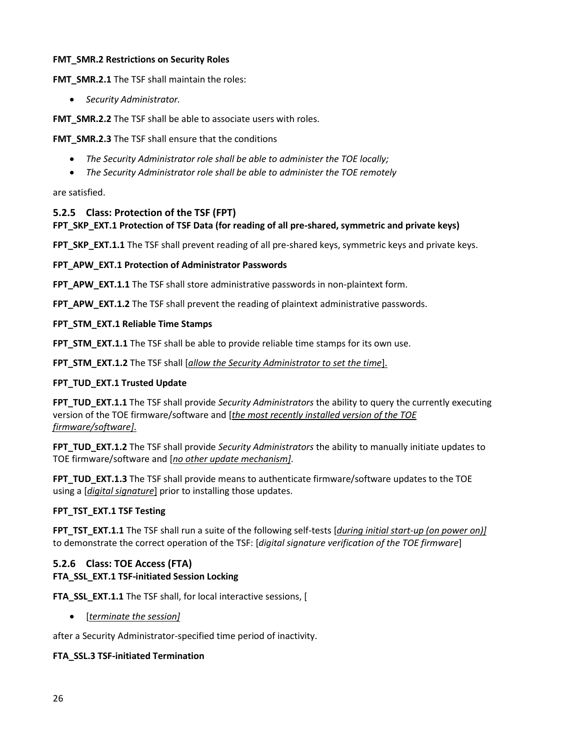**FMT_SMR.2 Restrictions on Security Roles**

**FMT_SMR.2.1** The TSF shall maintain the roles:

- *Security Administrator.*

**FMT_SMR.2.2** The TSF shall be able to associate users with roles.

**FMT_SMR.2.3** The TSF shall ensure that the conditions

- *The Security Administrator role shall be able to administer the TOE locally;*
- *The Security Administrator role shall be able to administer the TOE remotely*

are satisfied.

### 5.2.5 Class: Protection of the TSF (FPT)

**FPT_SKP_EXT.1 Protection of TSF Data (for reading of all pre-shared, symmetric and private keys)**

**FPT_SKP_EXT.1.1** The TSF shall prevent reading of all pre-shared keys, symmetric keys and private keys.

**FPT_APW_EXT.1 Protection of Administrator Passwords**

**FPT_APW_EXT.1.1** The TSF shall store administrative passwords in non-plaintext form.

**FPT_APW_EXT.1.2** The TSF shall prevent the reading of plaintext administrative passwords.

**FPT_STM_EXT.1 Reliable Time Stamps**

**FPT_STM_EXT.1.1** The TSF shall be able to provide reliable time stamps for its own use.

**FPT_STM_EXT.1.2** The TSF shall [*allow the Security Administrator to set the time*].

**FPT_TUD_EXT.1 Trusted Update**

**FPT_TUD_EXT.1.1** The TSF shall provide *Security Administrators* the ability to query the currently executing version of the TOE firmware/software and [*the most recently installed version of the TOE firmware/software]*.

**FPT_TUD_EXT.1.2** The TSF shall provide *Security Administrators* the ability to manually initiate updates to TOE firmware/software and [*no other update mechanism]*.

**FPT_TUD_EXT.1.3** The TSF shall provide means to authenticate firmware/software updates to the TOE using a [*digital signature*] prior to installing those updates.

**FPT_TST_EXT.1 TSF Testing**

**FPT_TST_EXT.1.1** The TSF shall run a suite of the following self-tests [*during initial start-up (on power on)]* to demonstrate the correct operation of the TSF: [*digital signature verification of the TOE firmware*]

### 5.2.6 Class: TOE Access (FTA)

**FTA_SSL_EXT.1 TSF-initiated Session Locking**

**FTA_SSL_EXT.1.1** The TSF shall, for local interactive sessions, [

- [*terminate the session]*

after a Security Administrator-specified time period of inactivity.

**FTA_SSL.3 TSF-initiated Termination**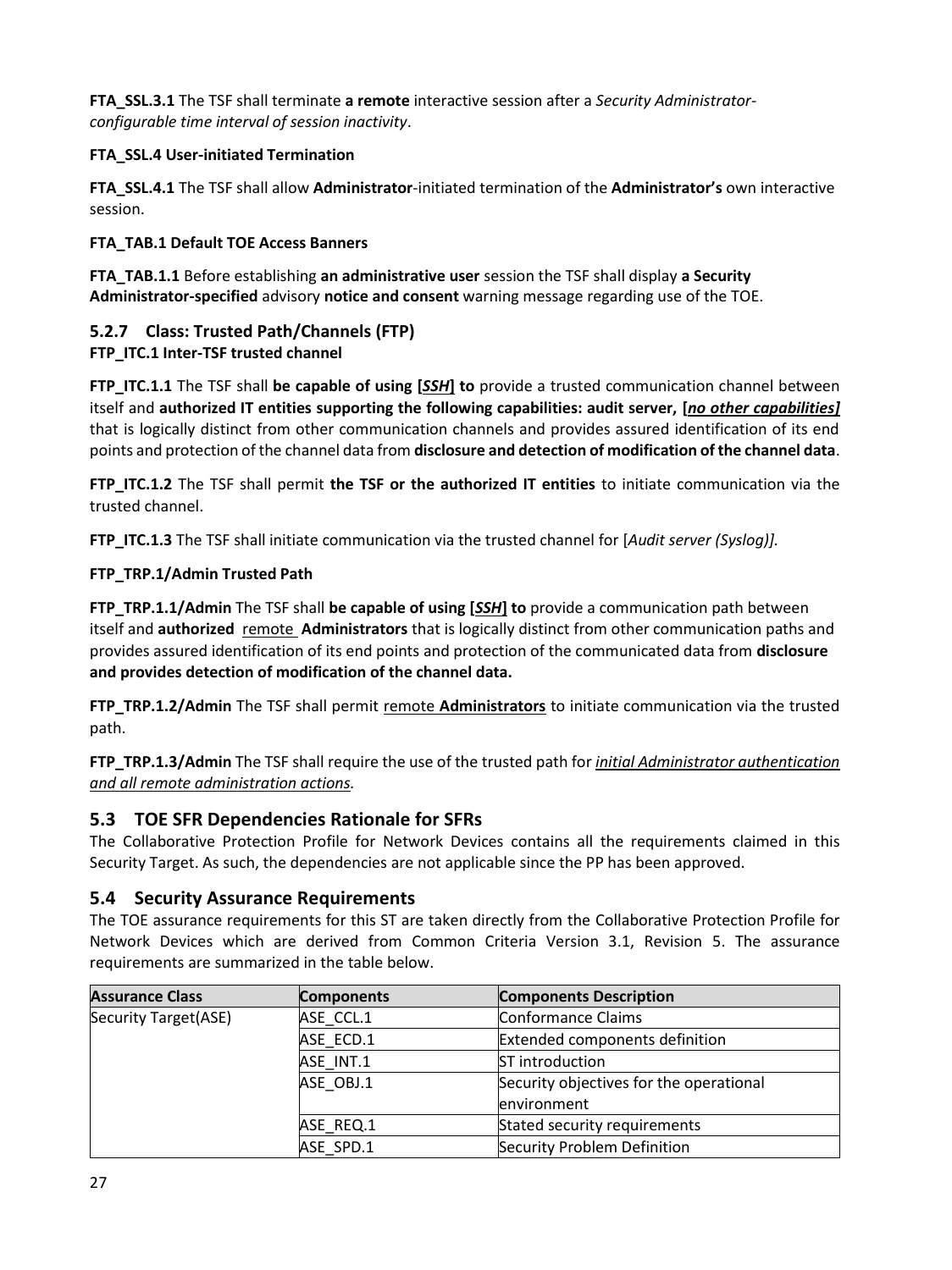**FTA_SSL.3.1** The TSF shall terminate **a remote** interactive session after a *Security Administrator-configurable time interval of session inactivity*.

**FTA_SSL.4 User-initiated Termination**

**FTA_SSL.4.1** The TSF shall allow **Administrator**-initiated termination of the **Administrator's** own interactive session.

**FTA_TAB.1 Default TOE Access Banners**

**FTA_TAB.1.1** Before establishing **an administrative user** session the TSF shall display **a Security Administrator-specified** advisory **notice and consent** warning message regarding use of the TOE.

### 5.2.7 Class: Trusted Path/Channels (FTP)

**FTP_ITC.1 Inter-TSF trusted channel**

**FTP_ITC.1.1** The TSF shall **be capable of using [*SSH*] to** provide a trusted communication channel between itself and **authorized IT entities supporting the following capabilities: audit server, [*no other capabilities*]** that is logically distinct from other communication channels and provides assured identification of its end points and protection of the channel data from **disclosure and detection of modification of the channel data**.

**FTP_ITC.1.2** The TSF shall permit **the TSF or the authorized IT entities** to initiate communication via the trusted channel.

**FTP_ITC.1.3** The TSF shall initiate communication via the trusted channel for [*Audit server (Syslog)]*.

**FTP_TRP.1/Admin Trusted Path**

**FTP_TRP.1.1/Admin** The TSF shall **be capable of using [*SSH*] to** provide a communication path between itself and **authorized** remote **Administrators** that is logically distinct from other communication paths and provides assured identification of its end points and protection of the communicated data from **disclosure and provides detection of modification of the channel data.**

**FTP_TRP.1.2/Admin** The TSF shall permit remote **Administrators** to initiate communication via the trusted path.

**FTP_TRP.1.3/Admin** The TSF shall require the use of the trusted path for *initial Administrator authentication and all remote administration actions.*

## 5.3 TOE SFR Dependencies Rationale for SFRs

The Collaborative Protection Profile for Network Devices contains all the requirements claimed in this Security Target. As such, the dependencies are not applicable since the PP has been approved.

## 5.4 Security Assurance Requirements

The TOE assurance requirements for this ST are taken directly from the Collaborative Protection Profile for Network Devices which are derived from Common Criteria Version 3.1, Revision 5. The assurance requirements are summarized in the table below.

| Assurance Class | Components | Components Description |
|---|---|---|
| Security Target(ASE) | ASE_CCL.1 | Conformance Claims |
| | ASE_ECD.1 | Extended components definition |
| | ASE_INT.1 | ST introduction |
| | ASE_OBJ.1 | Security objectives for the operational environment |
| | ASE_REQ.1 | Stated security requirements |
| | ASE_SPD.1 | Security Problem Definition |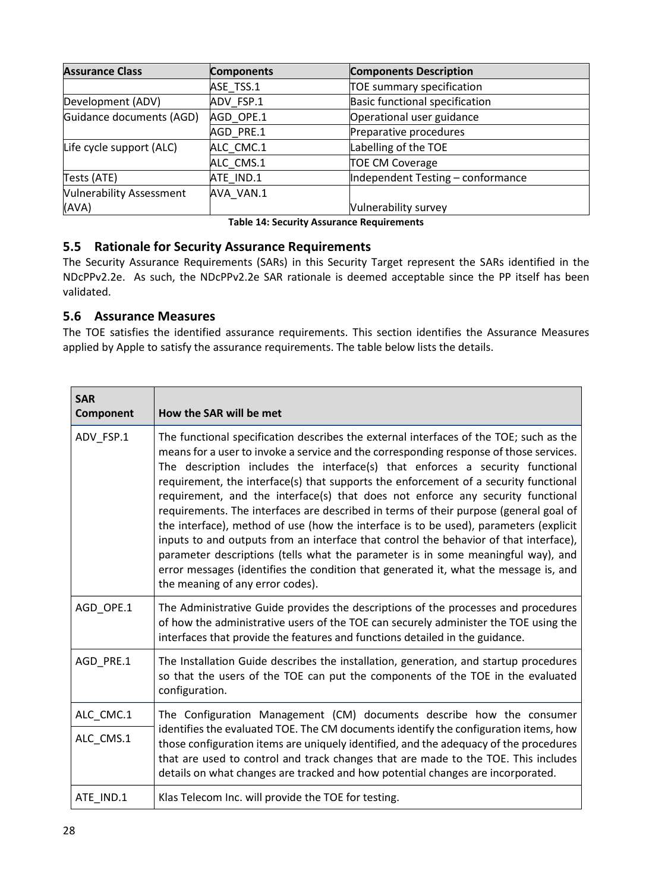| Assurance Class | Components | Components Description |
|---|---|---|
| | ASE_TSS.1 | TOE summary specification |
| Development (ADV) | ADV_FSP.1 | Basic functional specification |
| Guidance documents (AGD) | AGD_OPE.1 | Operational user guidance |
| | AGD_PRE.1 | Preparative procedures |
| Life cycle support (ALC) | ALC_CMC.1 | Labelling of the TOE |
| | ALC_CMS.1 | TOE CM Coverage |
| Tests (ATE) | ATE_IND.1 | Independent Testing – conformance |
| Vulnerability Assessment (AVA) | AVA_VAN.1 | Vulnerability survey |

**Table 14: Security Assurance Requirements**

## 5.5 Rationale for Security Assurance Requirements

The Security Assurance Requirements (SARs) in this Security Target represent the SARs identified in the NDcPPv2.2e. As such, the NDcPPv2.2e SAR rationale is deemed acceptable since the PP itself has been validated.

## 5.6 Assurance Measures

The TOE satisfies the identified assurance requirements. This section identifies the Assurance Measures applied by Apple to satisfy the assurance requirements. The table below lists the details.

| SAR Component | How the SAR will be met |
|---|---|
| ADV_FSP.1 | The functional specification describes the external interfaces of the TOE; such as the means for a user to invoke a service and the corresponding response of those services. The description includes the interface(s) that enforces a security functional requirement, the interface(s) that supports the enforcement of a security functional requirement, and the interface(s) that does not enforce any security functional requirements. The interfaces are described in terms of their purpose (general goal of the interface), method of use (how the interface is to be used), parameters (explicit inputs to and outputs from an interface that control the behavior of that interface), parameter descriptions (tells what the parameter is in some meaningful way), and error messages (identifies the condition that generated it, what the message is, and the meaning of any error codes). |
| AGD_OPE.1 | The Administrative Guide provides the descriptions of the processes and procedures of how the administrative users of the TOE can securely administer the TOE using the interfaces that provide the features and functions detailed in the guidance. |
| AGD_PRE.1 | The Installation Guide describes the installation, generation, and startup procedures so that the users of the TOE can put the components of the TOE in the evaluated configuration. |
| ALC_CMC.1<br>ALC_CMS.1 | The Configuration Management (CM) documents describe how the consumer identifies the evaluated TOE. The CM documents identify the configuration items, how those configuration items are uniquely identified, and the adequacy of the procedures that are used to control and track changes that are made to the TOE. This includes details on what changes are tracked and how potential changes are incorporated. |
| ATE_IND.1 | Klas Telecom Inc. will provide the TOE for testing. |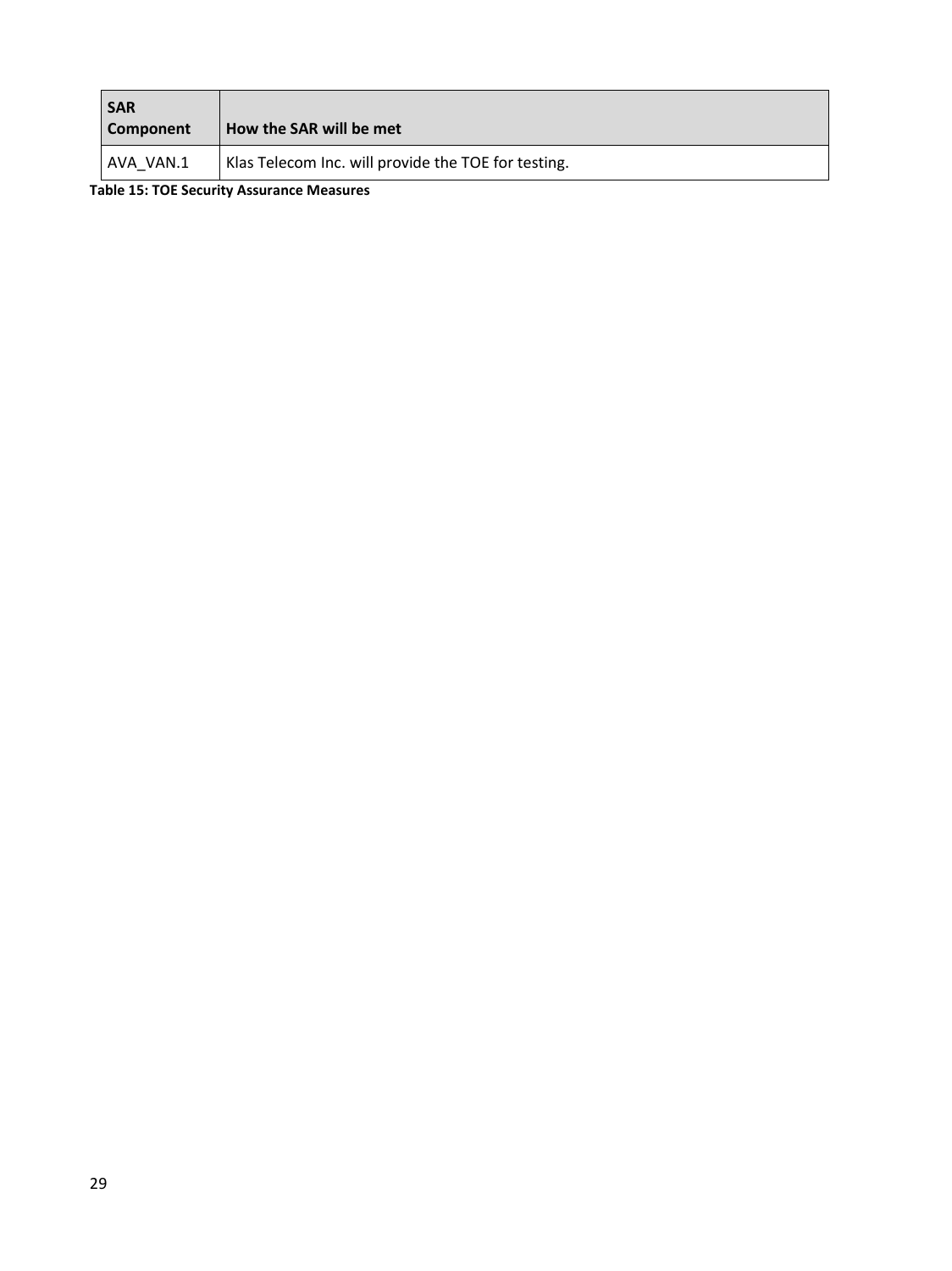| SAR Component | How the SAR will be met |
| --- | --- |
| AVA_VAN.1 | Klas Telecom Inc. will provide the TOE for testing. |

**Table 15: TOE Security Assurance Measures**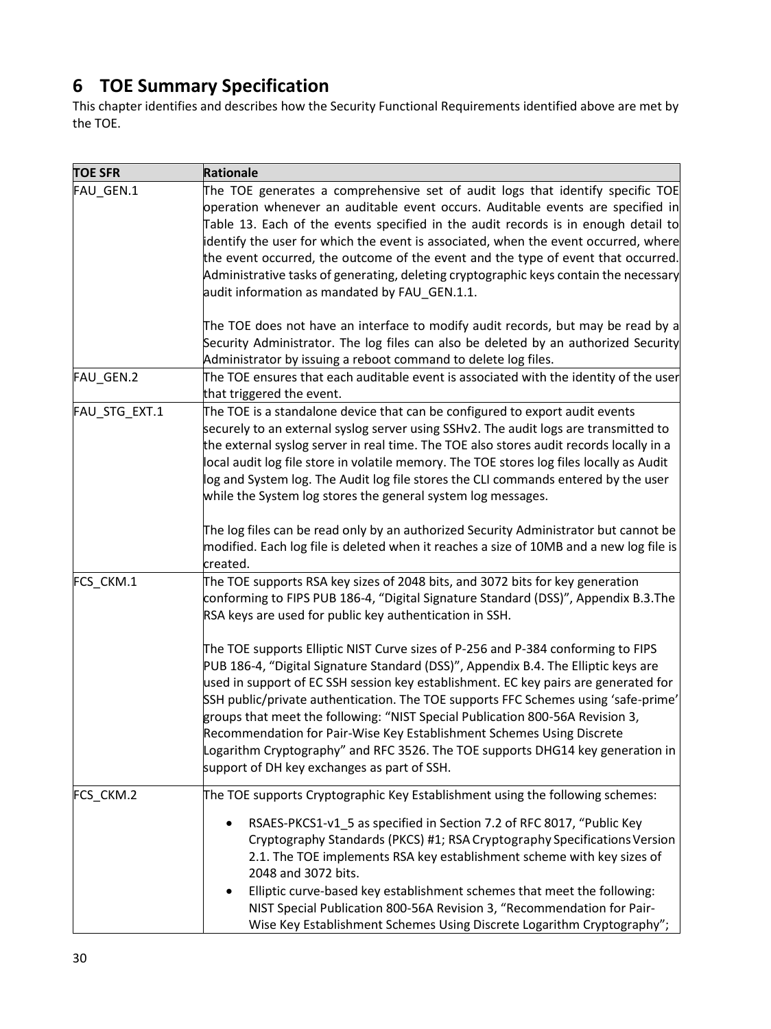# 6 TOE Summary Specification

This chapter identifies and describes how the Security Functional Requirements identified above are met by the TOE.

| TOE SFR | Rationale |
|---|---|
| FAU_GEN.1 | The TOE generates a comprehensive set of audit logs that identify specific TOE operation whenever an auditable event occurs. Auditable events are specified in Table 13. Each of the events specified in the audit records is in enough detail to identify the user for which the event is associated, when the event occurred, where the event occurred, the outcome of the event and the type of event that occurred. Administrative tasks of generating, deleting cryptographic keys contain the necessary audit information as mandated by FAU_GEN.1.1.<br><br>The TOE does not have an interface to modify audit records, but may be read by a Security Administrator. The log files can also be deleted by an authorized Security Administrator by issuing a reboot command to delete log files. |
| FAU_GEN.2 | The TOE ensures that each auditable event is associated with the identity of the user that triggered the event. |
| FAU_STG_EXT.1 | The TOE is a standalone device that can be configured to export audit events securely to an external syslog server using SSHv2. The audit logs are transmitted to the external syslog server in real time. The TOE also stores audit records locally in a local audit log file store in volatile memory. The TOE stores log files locally as Audit log and System log. The Audit log file stores the CLI commands entered by the user while the System log stores the general system log messages.<br><br>The log files can be read only by an authorized Security Administrator but cannot be modified. Each log file is deleted when it reaches a size of 10MB and a new log file is created. |
| FCS_CKM.1 | The TOE supports RSA key sizes of 2048 bits, and 3072 bits for key generation conforming to FIPS PUB 186-4, "Digital Signature Standard (DSS)", Appendix B.3.The RSA keys are used for public key authentication in SSH.<br><br>The TOE supports Elliptic NIST Curve sizes of P-256 and P-384 conforming to FIPS PUB 186-4, "Digital Signature Standard (DSS)", Appendix B.4. The Elliptic keys are used in support of EC SSH session key establishment. EC key pairs are generated for SSH public/private authentication. The TOE supports FFC Schemes using 'safe-prime' groups that meet the following: "NIST Special Publication 800-56A Revision 3, Recommendation for Pair-Wise Key Establishment Schemes Using Discrete Logarithm Cryptography" and RFC 3526. The TOE supports DHG14 key generation in support of DH key exchanges as part of SSH. |
| FCS_CKM.2 | The TOE supports Cryptographic Key Establishment using the following schemes:<br><br>• RSAES-PKCS1-v1_5 as specified in Section 7.2 of RFC 8017, "Public Key Cryptography Standards (PKCS) #1; RSA Cryptography Specifications Version 2.1. The TOE implements RSA key establishment scheme with key sizes of 2048 and 3072 bits.<br>• Elliptic curve-based key establishment schemes that meet the following: NIST Special Publication 800-56A Revision 3, "Recommendation for Pair-Wise Key Establishment Schemes Using Discrete Logarithm Cryptography"; |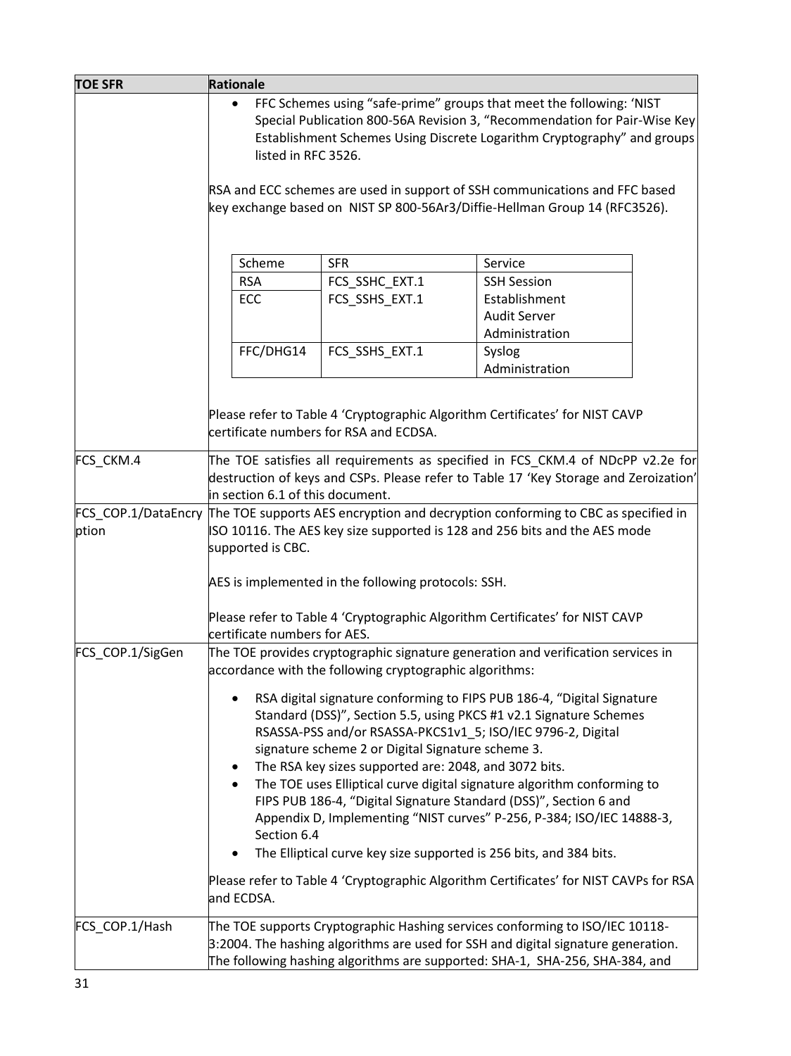| TOE SFR | Rationale |
|---|---|
| | • FFC Schemes using "safe-prime" groups that meet the following: 'NIST Special Publication 800-56A Revision 3, "Recommendation for Pair-Wise Key Establishment Schemes Using Discrete Logarithm Cryptography" and groups listed in RFC 3526.<br><br>RSA and ECC schemes are used in support of SSH communications and FFC based key exchange based on NIST SP 800-56Ar3/Diffie-Hellman Group 14 (RFC3526).<br><br>Scheme: RSA, ECC — SFR: FCS_SSHC_EXT.1, FCS_SSHS_EXT.1 — Service: SSH Session Establishment, Audit Server Administration<br>Scheme: FFC/DHG14 — SFR: FCS_SSHS_EXT.1 — Service: Syslog Administration<br><br>Please refer to Table 4 'Cryptographic Algorithm Certificates' for NIST CAVP certificate numbers for RSA and ECDSA. |
| FCS_CKM.4 | The TOE satisfies all requirements as specified in FCS_CKM.4 of NDcPP v2.2e for destruction of keys and CSPs. Please refer to Table 17 'Key Storage and Zeroization' in section 6.1 of this document. |
| FCS_COP.1/DataEncryption | The TOE supports AES encryption and decryption conforming to CBC as specified in ISO 10116. The AES key size supported is 128 and 256 bits and the AES mode supported is CBC.<br><br>AES is implemented in the following protocols: SSH.<br><br>Please refer to Table 4 'Cryptographic Algorithm Certificates' for NIST CAVP certificate numbers for AES. |
| FCS_COP.1/SigGen | The TOE provides cryptographic signature generation and verification services in accordance with the following cryptographic algorithms:<br><br>• RSA digital signature conforming to FIPS PUB 186-4, "Digital Signature Standard (DSS)", Section 5.5, using PKCS #1 v2.1 Signature Schemes RSASSA-PSS and/or RSASSA-PKCS1v1_5; ISO/IEC 9796-2, Digital signature scheme 2 or Digital Signature scheme 3.<br>• The RSA key sizes supported are: 2048, and 3072 bits.<br>• The TOE uses Elliptical curve digital signature algorithm conforming to FIPS PUB 186-4, "Digital Signature Standard (DSS)", Section 6 and Appendix D, Implementing "NIST curves" P-256, P-384; ISO/IEC 14888-3, Section 6.4<br>• The Elliptical curve key size supported is 256 bits, and 384 bits.<br><br>Please refer to Table 4 'Cryptographic Algorithm Certificates' for NIST CAVPs for RSA and ECDSA. |
| FCS_COP.1/Hash | The TOE supports Cryptographic Hashing services conforming to ISO/IEC 10118-3:2004. The hashing algorithms are used for SSH and digital signature generation. The following hashing algorithms are supported: SHA-1, SHA-256, SHA-384, and |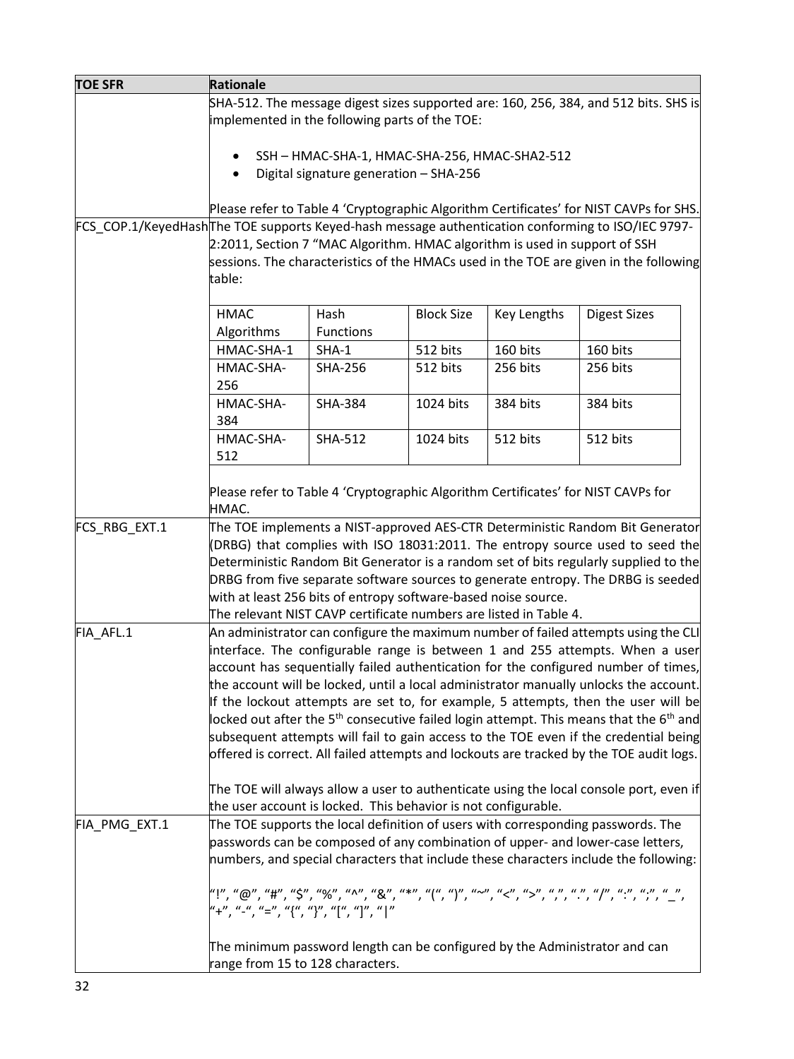| TOE SFR | Rationale |
|---|---|
| | SHA-512. The message digest sizes supported are: 160, 256, 384, and 512 bits. SHS is implemented in the following parts of the TOE:<br><br>• SSH – HMAC-SHA-1, HMAC-SHA-256, HMAC-SHA2-512<br>• Digital signature generation – SHA-256<br><br>Please refer to Table 4 'Cryptographic Algorithm Certificates' for NIST CAVPs for SHS. |
| FCS_COP.1/KeyedHash | The TOE supports Keyed-hash message authentication conforming to ISO/IEC 9797-2:2011, Section 7 "MAC Algorithm. HMAC algorithm is used in support of SSH sessions. The characteristics of the HMACs used in the TOE are given in the following table:<br><br>HMAC Algorithms / Hash Functions / Block Size / Key Lengths / Digest Sizes:<br>HMAC-SHA-1 / SHA-1 / 512 bits / 160 bits / 160 bits<br>HMAC-SHA-256 / SHA-256 / 512 bits / 256 bits / 256 bits<br>HMAC-SHA-384 / SHA-384 / 1024 bits / 384 bits / 384 bits<br>HMAC-SHA-512 / SHA-512 / 1024 bits / 512 bits / 512 bits<br><br>Please refer to Table 4 'Cryptographic Algorithm Certificates' for NIST CAVPs for HMAC. |
| FCS_RBG_EXT.1 | The TOE implements a NIST-approved AES-CTR Deterministic Random Bit Generator (DRBG) that complies with ISO 18031:2011. The entropy source used to seed the Deterministic Random Bit Generator is a random set of bits regularly supplied to the DRBG from five separate software sources to generate entropy. The DRBG is seeded with at least 256 bits of entropy software-based noise source.<br>The relevant NIST CAVP certificate numbers are listed in Table 4. |
| FIA_AFL.1 | An administrator can configure the maximum number of failed attempts using the CLI interface. The configurable range is between 1 and 255 attempts. When a user account has sequentially failed authentication for the configured number of times, the account will be locked, until a local administrator manually unlocks the account. If the lockout attempts are set to, for example, 5 attempts, then the user will be locked out after the 5th consecutive failed login attempt. This means that the 6th and subsequent attempts will fail to gain access to the TOE even if the credential being offered is correct. All failed attempts and lockouts are tracked by the TOE audit logs.<br><br>The TOE will always allow a user to authenticate using the local console port, even if the user account is locked. This behavior is not configurable. |
| FIA_PMG_EXT.1 | The TOE supports the local definition of users with corresponding passwords. The passwords can be composed of any combination of upper- and lower-case letters, numbers, and special characters that include these characters include the following:<br><br>"!", "@", "#", "$", "%", "^", "&", "*", "(", ")", "~", "<", ">", ",", ".", "/", ":", ";", "_", "+", "-", "=", "{", "}", "[", "]", "\|"<br><br>The minimum password length can be configured by the Administrator and can range from 15 to 128 characters. |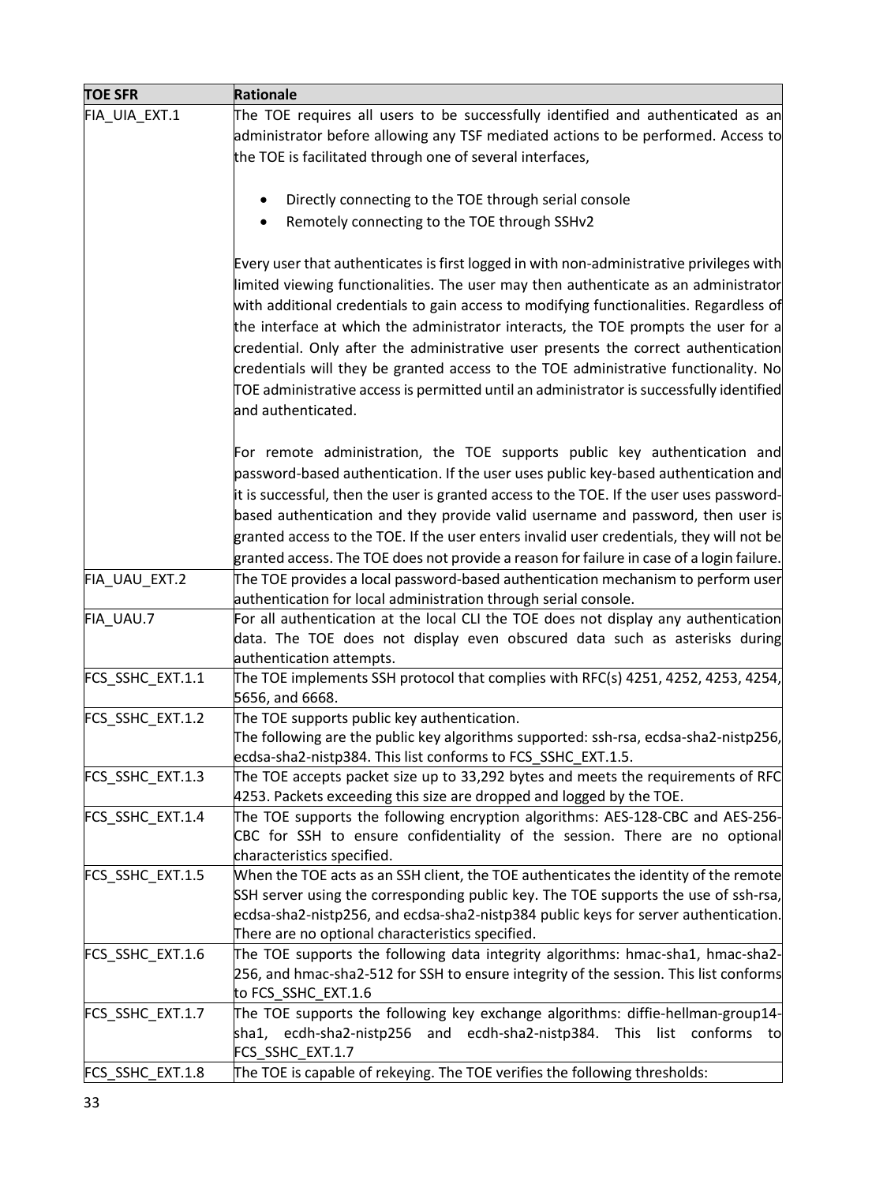| TOE SFR | Rationale |
|---|---|
| FIA_UIA_EXT.1 | The TOE requires all users to be successfully identified and authenticated as an administrator before allowing any TSF mediated actions to be performed. Access to the TOE is facilitated through one of several interfaces,<br><br>• Directly connecting to the TOE through serial console<br>• Remotely connecting to the TOE through SSHv2<br><br>Every user that authenticates is first logged in with non-administrative privileges with limited viewing functionalities. The user may then authenticate as an administrator with additional credentials to gain access to modifying functionalities. Regardless of the interface at which the administrator interacts, the TOE prompts the user for a credential. Only after the administrative user presents the correct authentication credentials will they be granted access to the TOE administrative functionality. No TOE administrative access is permitted until an administrator is successfully identified and authenticated.<br><br>For remote administration, the TOE supports public key authentication and password-based authentication. If the user uses public key-based authentication and it is successful, then the user is granted access to the TOE. If the user uses password-based authentication and they provide valid username and password, then user is granted access to the TOE. If the user enters invalid user credentials, they will not be granted access. The TOE does not provide a reason for failure in case of a login failure. |
| FIA_UAU_EXT.2 | The TOE provides a local password-based authentication mechanism to perform user authentication for local administration through serial console. |
| FIA_UAU.7 | For all authentication at the local CLI the TOE does not display any authentication data. The TOE does not display even obscured data such as asterisks during authentication attempts. |
| FCS_SSHC_EXT.1.1 | The TOE implements SSH protocol that complies with RFC(s) 4251, 4252, 4253, 4254, 5656, and 6668. |
| FCS_SSHC_EXT.1.2 | The TOE supports public key authentication.<br>The following are the public key algorithms supported: ssh-rsa, ecdsa-sha2-nistp256, ecdsa-sha2-nistp384. This list conforms to FCS_SSHC_EXT.1.5. |
| FCS_SSHC_EXT.1.3 | The TOE accepts packet size up to 33,292 bytes and meets the requirements of RFC 4253. Packets exceeding this size are dropped and logged by the TOE. |
| FCS_SSHC_EXT.1.4 | The TOE supports the following encryption algorithms: AES-128-CBC and AES-256-CBC for SSH to ensure confidentiality of the session. There are no optional characteristics specified. |
| FCS_SSHC_EXT.1.5 | When the TOE acts as an SSH client, the TOE authenticates the identity of the remote SSH server using the corresponding public key. The TOE supports the use of ssh-rsa, ecdsa-sha2-nistp256, and ecdsa-sha2-nistp384 public keys for server authentication. There are no optional characteristics specified. |
| FCS_SSHC_EXT.1.6 | The TOE supports the following data integrity algorithms: hmac-sha1, hmac-sha2-256, and hmac-sha2-512 for SSH to ensure integrity of the session. This list conforms to FCS_SSHC_EXT.1.6 |
| FCS_SSHC_EXT.1.7 | The TOE supports the following key exchange algorithms: diffie-hellman-group14-sha1, ecdh-sha2-nistp256 and ecdh-sha2-nistp384. This list conforms to FCS_SSHC_EXT.1.7 |
| FCS_SSHC_EXT.1.8 | The TOE is capable of rekeying. The TOE verifies the following thresholds: |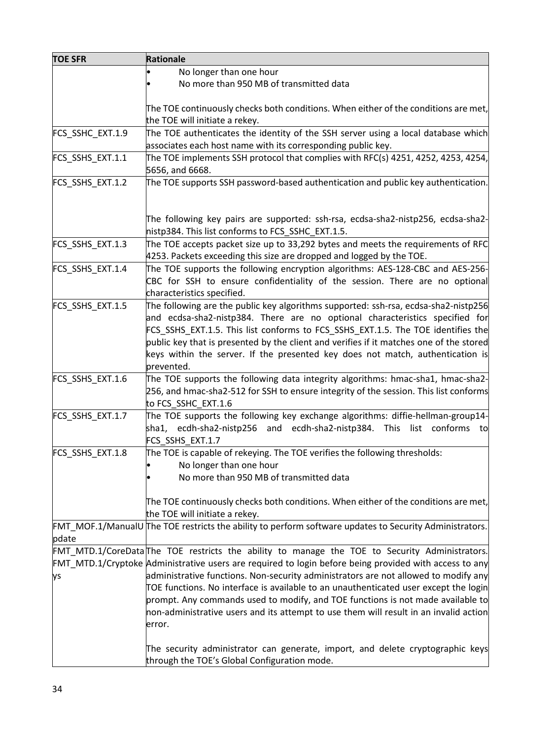| TOE SFR | Rationale |
| --- | --- |
| | • No longer than one hour<br>• No more than 950 MB of transmitted data<br><br>The TOE continuously checks both conditions. When either of the conditions are met, the TOE will initiate a rekey. |
| FCS_SSHC_EXT.1.9 | The TOE authenticates the identity of the SSH server using a local database which associates each host name with its corresponding public key. |
| FCS_SSHS_EXT.1.1 | The TOE implements SSH protocol that complies with RFC(s) 4251, 4252, 4253, 4254, 5656, and 6668. |
| FCS_SSHS_EXT.1.2 | The TOE supports SSH password-based authentication and public key authentication.<br><br>The following key pairs are supported: ssh-rsa, ecdsa-sha2-nistp256, ecdsa-sha2-nistp384. This list conforms to FCS_SSHC_EXT.1.5. |
| FCS_SSHS_EXT.1.3 | The TOE accepts packet size up to 33,292 bytes and meets the requirements of RFC 4253. Packets exceeding this size are dropped and logged by the TOE. |
| FCS_SSHS_EXT.1.4 | The TOE supports the following encryption algorithms: AES-128-CBC and AES-256-CBC for SSH to ensure confidentiality of the session. There are no optional characteristics specified. |
| FCS_SSHS_EXT.1.5 | The following are the public key algorithms supported: ssh-rsa, ecdsa-sha2-nistp256 and ecdsa-sha2-nistp384. There are no optional characteristics specified for FCS_SSHS_EXT.1.5. This list conforms to FCS_SSHS_EXT.1.5. The TOE identifies the public key that is presented by the client and verifies if it matches one of the stored keys within the server. If the presented key does not match, authentication is prevented. |
| FCS_SSHS_EXT.1.6 | The TOE supports the following data integrity algorithms: hmac-sha1, hmac-sha2-256, and hmac-sha2-512 for SSH to ensure integrity of the session. This list conforms to FCS_SSHC_EXT.1.6 |
| FCS_SSHS_EXT.1.7 | The TOE supports the following key exchange algorithms: diffie-hellman-group14-sha1, ecdh-sha2-nistp256 and ecdh-sha2-nistp384. This list conforms to FCS_SSHS_EXT.1.7 |
| FCS_SSHS_EXT.1.8 | The TOE is capable of rekeying. The TOE verifies the following thresholds:<br>• No longer than one hour<br>• No more than 950 MB of transmitted data<br><br>The TOE continuously checks both conditions. When either of the conditions are met, the TOE will initiate a rekey. |
| FMT_MOF.1/ManualUpdate | The TOE restricts the ability to perform software updates to Security Administrators. |
| FMT_MTD.1/CoreData<br>FMT_MTD.1/Cryptokeys | The TOE restricts the ability to manage the TOE to Security Administrators. Administrative users are required to login before being provided with access to any administrative functions. Non-security administrators are not allowed to modify any TOE functions. No interface is available to an unauthenticated user except the login prompt. Any commands used to modify, and TOE functions is not made available to non-administrative users and its attempt to use them will result in an invalid action error.<br><br>The security administrator can generate, import, and delete cryptographic keys through the TOE's Global Configuration mode. |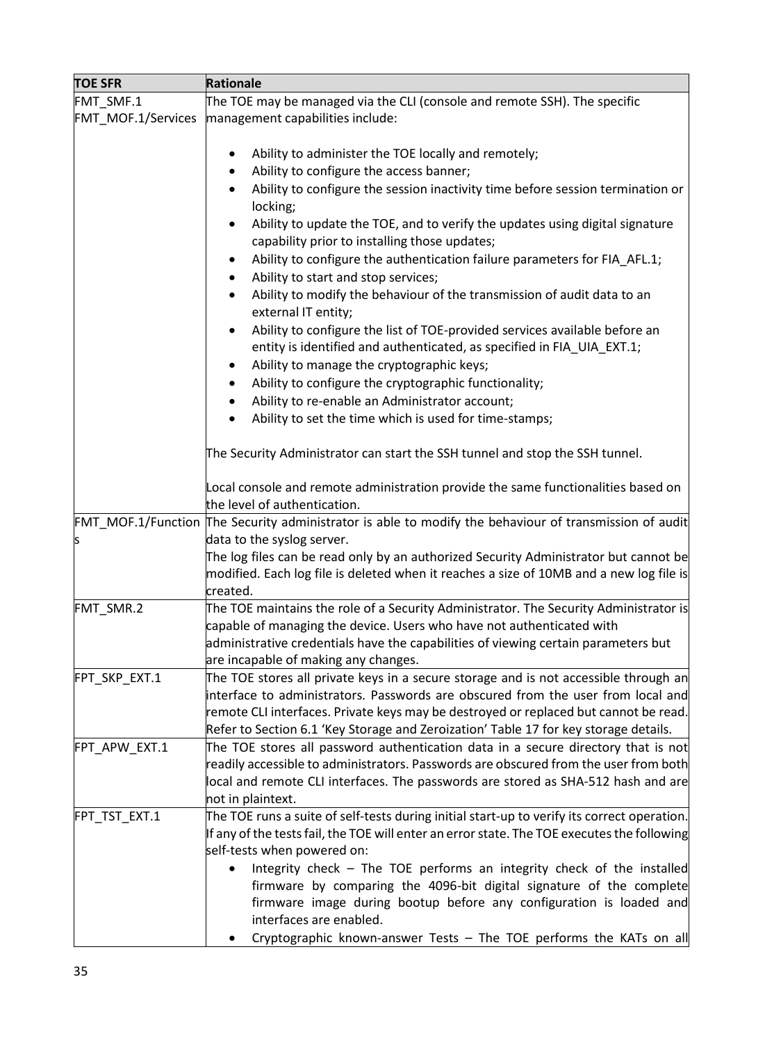| TOE SFR | Rationale |
|---|---|
| FMT_SMF.1<br>FMT_MOF.1/Services | The TOE may be managed via the CLI (console and remote SSH). The specific management capabilities include:<br><br>• Ability to administer the TOE locally and remotely;<br>• Ability to configure the access banner;<br>• Ability to configure the session inactivity time before session termination or locking;<br>• Ability to update the TOE, and to verify the updates using digital signature capability prior to installing those updates;<br>• Ability to configure the authentication failure parameters for FIA_AFL.1;<br>• Ability to start and stop services;<br>• Ability to modify the behaviour of the transmission of audit data to an external IT entity;<br>• Ability to configure the list of TOE-provided services available before an entity is identified and authenticated, as specified in FIA_UIA_EXT.1;<br>• Ability to manage the cryptographic keys;<br>• Ability to configure the cryptographic functionality;<br>• Ability to re-enable an Administrator account;<br>• Ability to set the time which is used for time-stamps;<br><br>The Security Administrator can start the SSH tunnel and stop the SSH tunnel.<br><br>Local console and remote administration provide the same functionalities based on the level of authentication. |
| FMT_MOF.1/Functions | The Security administrator is able to modify the behaviour of transmission of audit data to the syslog server.<br>The log files can be read only by an authorized Security Administrator but cannot be modified. Each log file is deleted when it reaches a size of 10MB and a new log file is created. |
| FMT_SMR.2 | The TOE maintains the role of a Security Administrator. The Security Administrator is capable of managing the device. Users who have not authenticated with administrative credentials have the capabilities of viewing certain parameters but are incapable of making any changes. |
| FPT_SKP_EXT.1 | The TOE stores all private keys in a secure storage and is not accessible through an interface to administrators. Passwords are obscured from the user from local and remote CLI interfaces. Private keys may be destroyed or replaced but cannot be read. Refer to Section 6.1 'Key Storage and Zeroization' Table 17 for key storage details. |
| FPT_APW_EXT.1 | The TOE stores all password authentication data in a secure directory that is not readily accessible to administrators. Passwords are obscured from the user from both local and remote CLI interfaces. The passwords are stored as SHA-512 hash and are not in plaintext. |
| FPT_TST_EXT.1 | The TOE runs a suite of self-tests during initial start-up to verify its correct operation. If any of the tests fail, the TOE will enter an error state. The TOE executes the following self-tests when powered on:<br>• Integrity check – The TOE performs an integrity check of the installed firmware by comparing the 4096-bit digital signature of the complete firmware image during bootup before any configuration is loaded and interfaces are enabled.<br>• Cryptographic known-answer Tests – The TOE performs the KATs on all |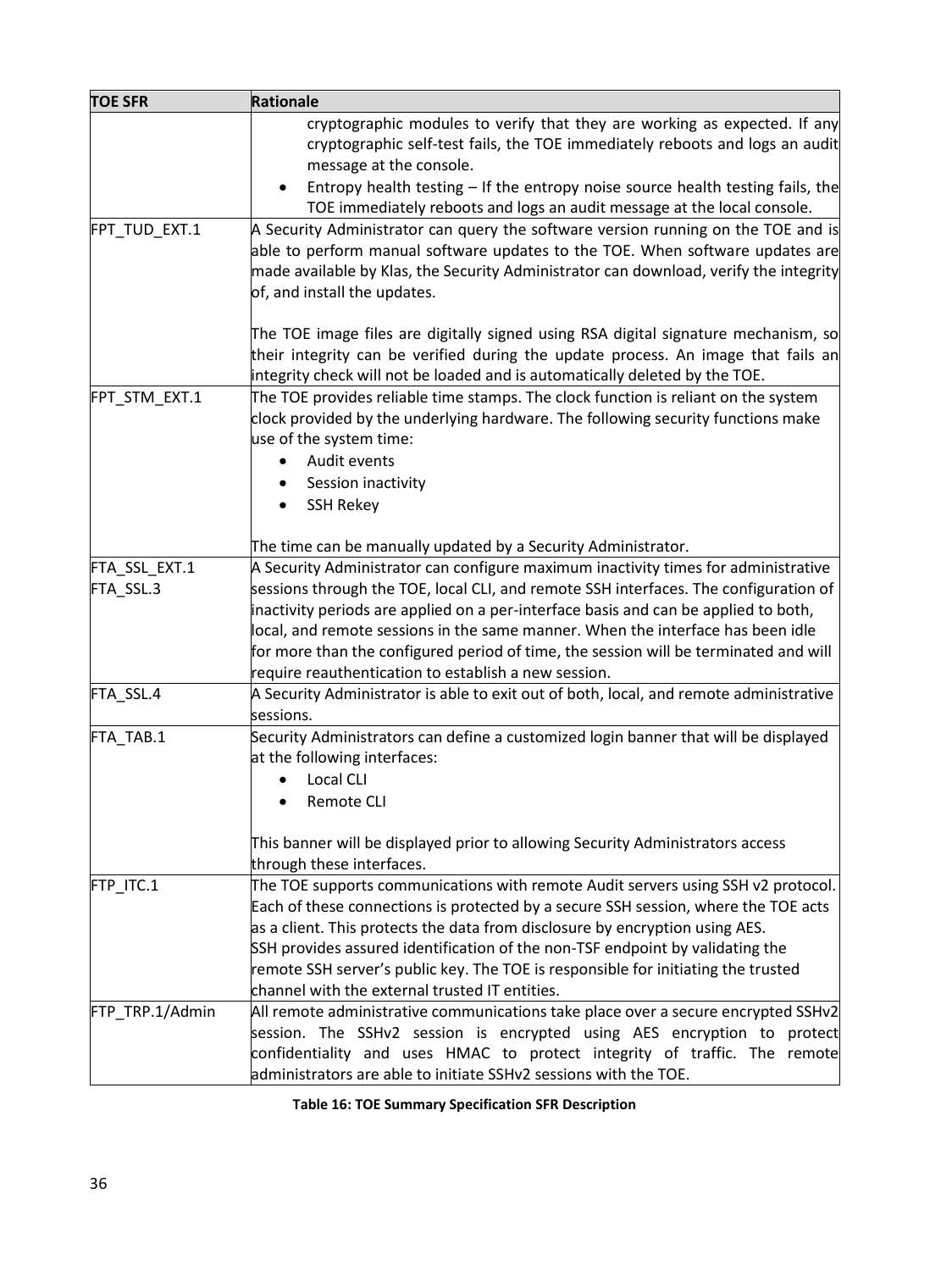| TOE SFR | Rationale |
|---|---|
| | cryptographic modules to verify that they are working as expected. If any cryptographic self-test fails, the TOE immediately reboots and logs an audit message at the console.<br>• Entropy health testing – If the entropy noise source health testing fails, the TOE immediately reboots and logs an audit message at the local console. |
| FPT_TUD_EXT.1 | A Security Administrator can query the software version running on the TOE and is able to perform manual software updates to the TOE. When software updates are made available by Klas, the Security Administrator can download, verify the integrity of, and install the updates.<br><br>The TOE image files are digitally signed using RSA digital signature mechanism, so their integrity can be verified during the update process. An image that fails an integrity check will not be loaded and is automatically deleted by the TOE. |
| FPT_STM_EXT.1 | The TOE provides reliable time stamps. The clock function is reliant on the system clock provided by the underlying hardware. The following security functions make use of the system time:<br>• Audit events<br>• Session inactivity<br>• SSH Rekey<br><br>The time can be manually updated by a Security Administrator. |
| FTA_SSL_EXT.1<br>FTA_SSL.3 | A Security Administrator can configure maximum inactivity times for administrative sessions through the TOE, local CLI, and remote SSH interfaces. The configuration of inactivity periods are applied on a per-interface basis and can be applied to both, local, and remote sessions in the same manner. When the interface has been idle for more than the configured period of time, the session will be terminated and will require reauthentication to establish a new session. |
| FTA_SSL.4 | A Security Administrator is able to exit out of both, local, and remote administrative sessions. |
| FTA_TAB.1 | Security Administrators can define a customized login banner that will be displayed at the following interfaces:<br>• Local CLI<br>• Remote CLI<br><br>This banner will be displayed prior to allowing Security Administrators access through these interfaces. |
| FTP_ITC.1 | The TOE supports communications with remote Audit servers using SSH v2 protocol. Each of these connections is protected by a secure SSH session, where the TOE acts as a client. This protects the data from disclosure by encryption using AES.<br>SSH provides assured identification of the non-TSF endpoint by validating the remote SSH server's public key. The TOE is responsible for initiating the trusted channel with the external trusted IT entities. |
| FTP_TRP.1/Admin | All remote administrative communications take place over a secure encrypted SSHv2 session. The SSHv2 session is encrypted using AES encryption to protect confidentiality and uses HMAC to protect integrity of traffic. The remote administrators are able to initiate SSHv2 sessions with the TOE. |

**Table 16: TOE Summary Specification SFR Description**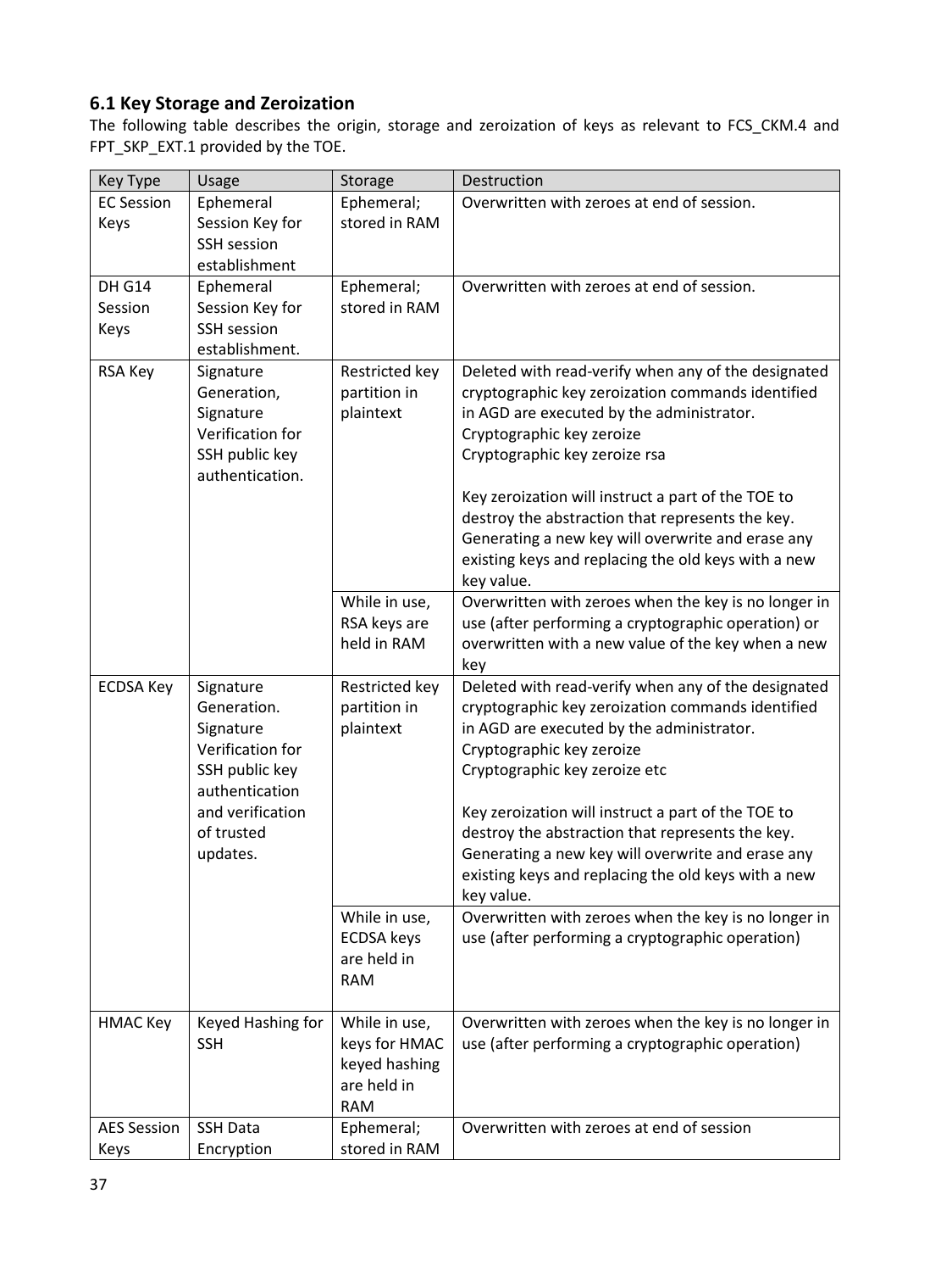### 6.1 Key Storage and Zeroization

The following table describes the origin, storage and zeroization of keys as relevant to FCS_CKM.4 and FPT_SKP_EXT.1 provided by the TOE.

| Key Type | Usage | Storage | Destruction |
|---|---|---|---|
| EC Session Keys | Ephemeral Session Key for SSH session establishment | Ephemeral; stored in RAM | Overwritten with zeroes at end of session. |
| DH G14 Session Keys | Ephemeral Session Key for SSH session establishment. | Ephemeral; stored in RAM | Overwritten with zeroes at end of session. |
| RSA Key | Signature Generation, Signature Verification for SSH public key authentication. | Restricted key partition in plaintext | Deleted with read-verify when any of the designated cryptographic key zeroization commands identified in AGD are executed by the administrator.<br>Cryptographic key zeroize<br>Cryptographic key zeroize rsa<br><br>Key zeroization will instruct a part of the TOE to destroy the abstraction that represents the key. Generating a new key will overwrite and erase any existing keys and replacing the old keys with a new key value. |
| | | While in use, RSA keys are held in RAM | Overwritten with zeroes when the key is no longer in use (after performing a cryptographic operation) or overwritten with a new value of the key when a new key |
| ECDSA Key | Signature Generation. Signature Verification for SSH public key authentication and verification of trusted updates. | Restricted key partition in plaintext | Deleted with read-verify when any of the designated cryptographic key zeroization commands identified in AGD are executed by the administrator.<br>Cryptographic key zeroize<br>Cryptographic key zeroize etc<br><br>Key zeroization will instruct a part of the TOE to destroy the abstraction that represents the key. Generating a new key will overwrite and erase any existing keys and replacing the old keys with a new key value. |
| | | While in use, ECDSA keys are held in RAM | Overwritten with zeroes when the key is no longer in use (after performing a cryptographic operation) |
| HMAC Key | Keyed Hashing for SSH | While in use, keys for HMAC keyed hashing are held in RAM | Overwritten with zeroes when the key is no longer in use (after performing a cryptographic operation) |
| AES Session Keys | SSH Data Encryption | Ephemeral; stored in RAM | Overwritten with zeroes at end of session |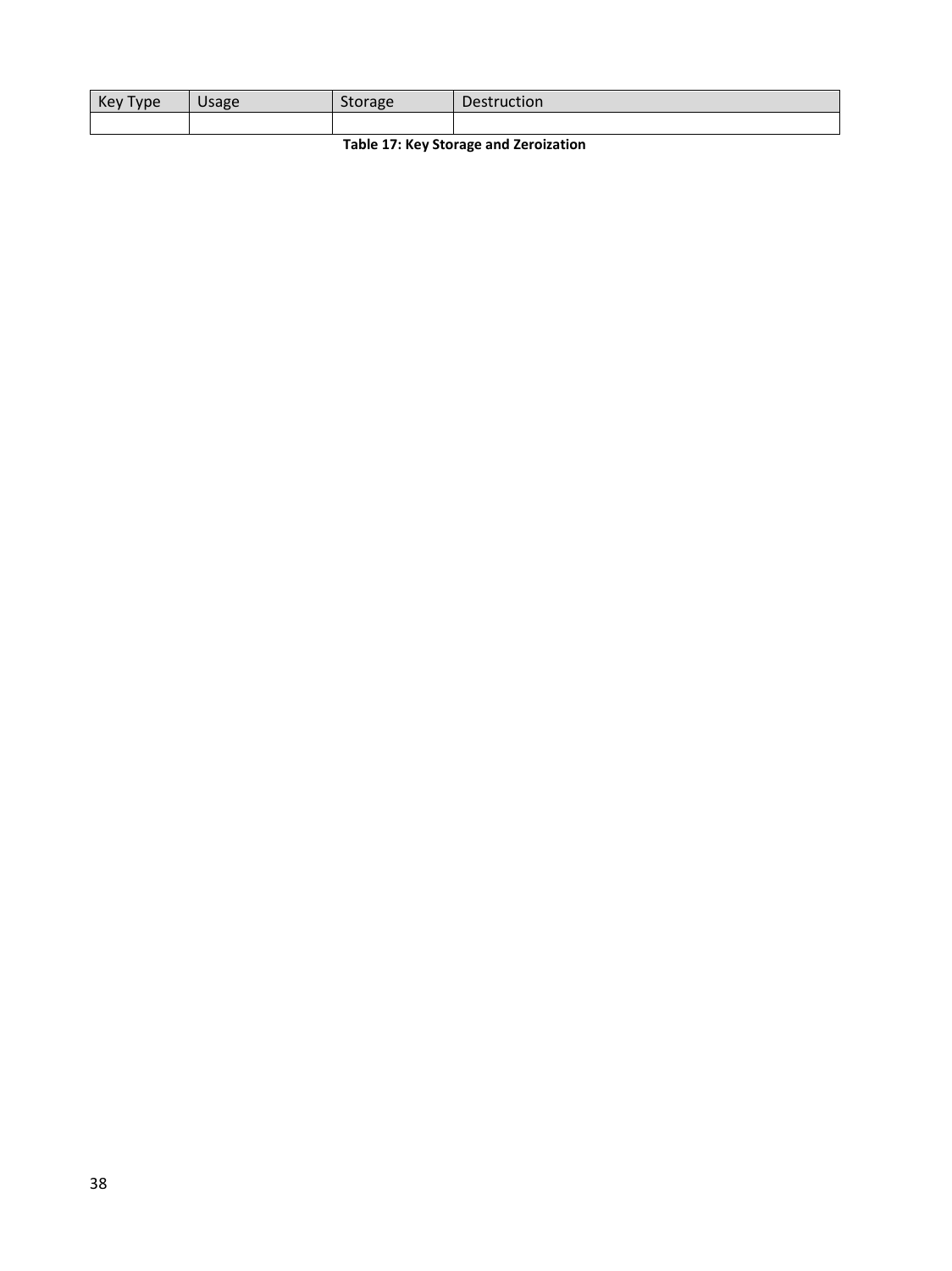| Key Type | Usage | Storage | Destruction |
|---|---|---|---|
| | | | |

**Table 17: Key Storage and Zeroization**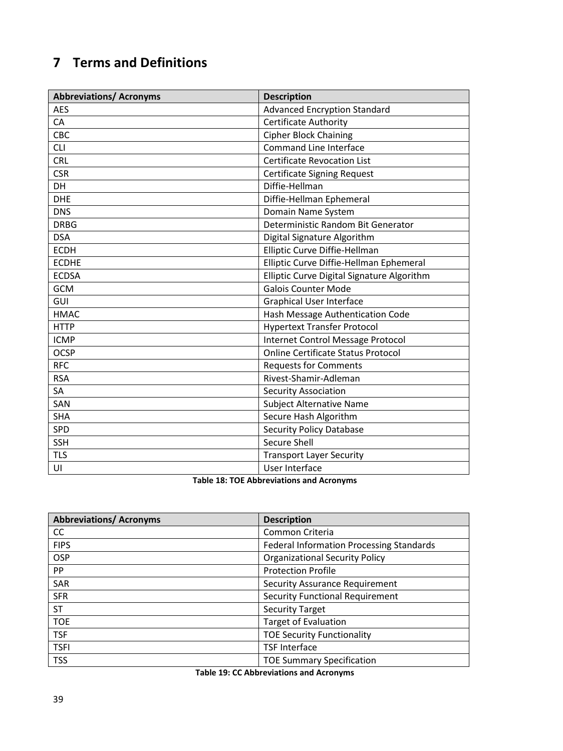# 7 Terms and Definitions

| Abbreviations/ Acronyms | Description |
| --- | --- |
| AES | Advanced Encryption Standard |
| CA | Certificate Authority |
| CBC | Cipher Block Chaining |
| CLI | Command Line Interface |
| CRL | Certificate Revocation List |
| CSR | Certificate Signing Request |
| DH | Diffie-Hellman |
| DHE | Diffie-Hellman Ephemeral |
| DNS | Domain Name System |
| DRBG | Deterministic Random Bit Generator |
| DSA | Digital Signature Algorithm |
| ECDH | Elliptic Curve Diffie-Hellman |
| ECDHE | Elliptic Curve Diffie-Hellman Ephemeral |
| ECDSA | Elliptic Curve Digital Signature Algorithm |
| GCM | Galois Counter Mode |
| GUI | Graphical User Interface |
| HMAC | Hash Message Authentication Code |
| HTTP | Hypertext Transfer Protocol |
| ICMP | Internet Control Message Protocol |
| OCSP | Online Certificate Status Protocol |
| RFC | Requests for Comments |
| RSA | Rivest-Shamir-Adleman |
| SA | Security Association |
| SAN | Subject Alternative Name |
| SHA | Secure Hash Algorithm |
| SPD | Security Policy Database |
| SSH | Secure Shell |
| TLS | Transport Layer Security |
| UI | User Interface |

**Table 18: TOE Abbreviations and Acronyms**

| Abbreviations/ Acronyms | Description |
| --- | --- |
| CC | Common Criteria |
| FIPS | Federal Information Processing Standards |
| OSP | Organizational Security Policy |
| PP | Protection Profile |
| SAR | Security Assurance Requirement |
| SFR | Security Functional Requirement |
| ST | Security Target |
| TOE | Target of Evaluation |
| TSF | TOE Security Functionality |
| TSFI | TSF Interface |
| TSS | TOE Summary Specification |

**Table 19: CC Abbreviations and Acronyms**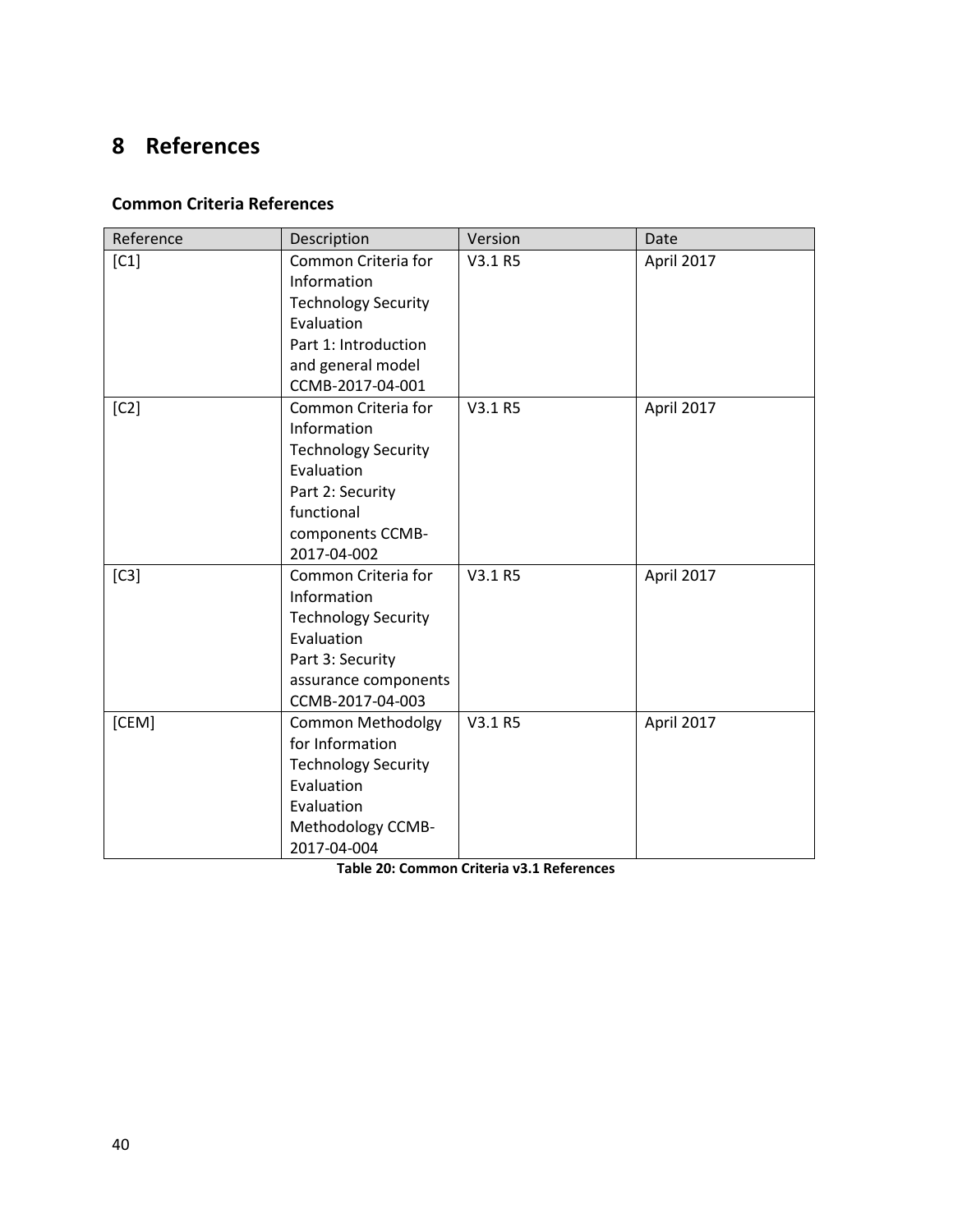# 8 References

### Common Criteria References

| Reference | Description | Version | Date |
|---|---|---|---|
| [C1] | Common Criteria for Information Technology Security Evaluation Part 1: Introduction and general model CCMB-2017-04-001 | V3.1 R5 | April 2017 |
| [C2] | Common Criteria for Information Technology Security Evaluation Part 2: Security functional components CCMB-2017-04-002 | V3.1 R5 | April 2017 |
| [C3] | Common Criteria for Information Technology Security Evaluation Part 3: Security assurance components CCMB-2017-04-003 | V3.1 R5 | April 2017 |
| [CEM] | Common Methodolgy for Information Technology Security Evaluation Evaluation Methodology CCMB-2017-04-004 | V3.1 R5 | April 2017 |

**Table 20: Common Criteria v3.1 References**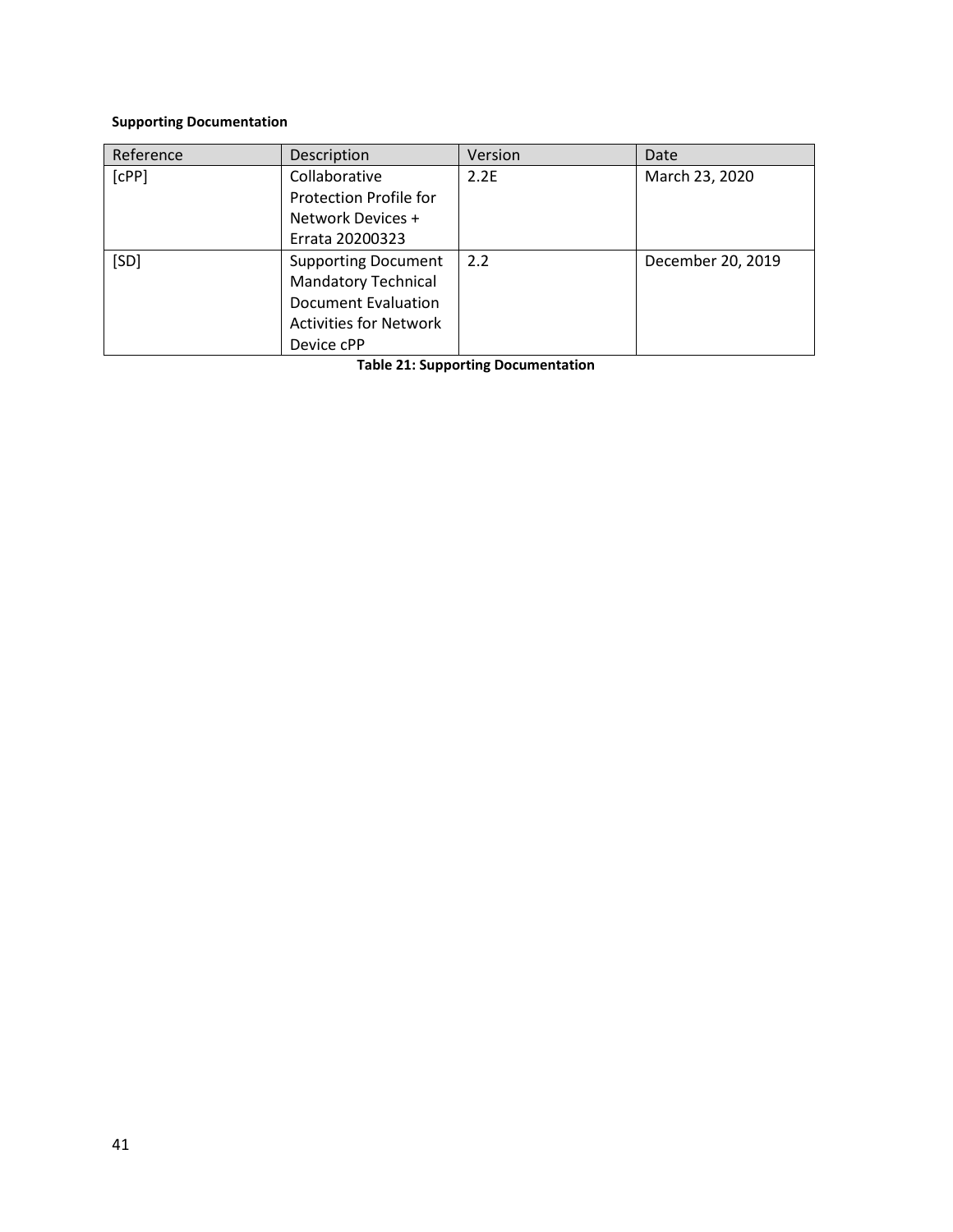**Supporting Documentation**

| Reference | Description | Version | Date |
| --- | --- | --- | --- |
| [cPP] | Collaborative Protection Profile for Network Devices + Errata 20200323 | 2.2E | March 23, 2020 |
| [SD] | Supporting Document Mandatory Technical Document Evaluation Activities for Network Device cPP | 2.2 | December 20, 2019 |

**Table 21: Supporting Documentation**